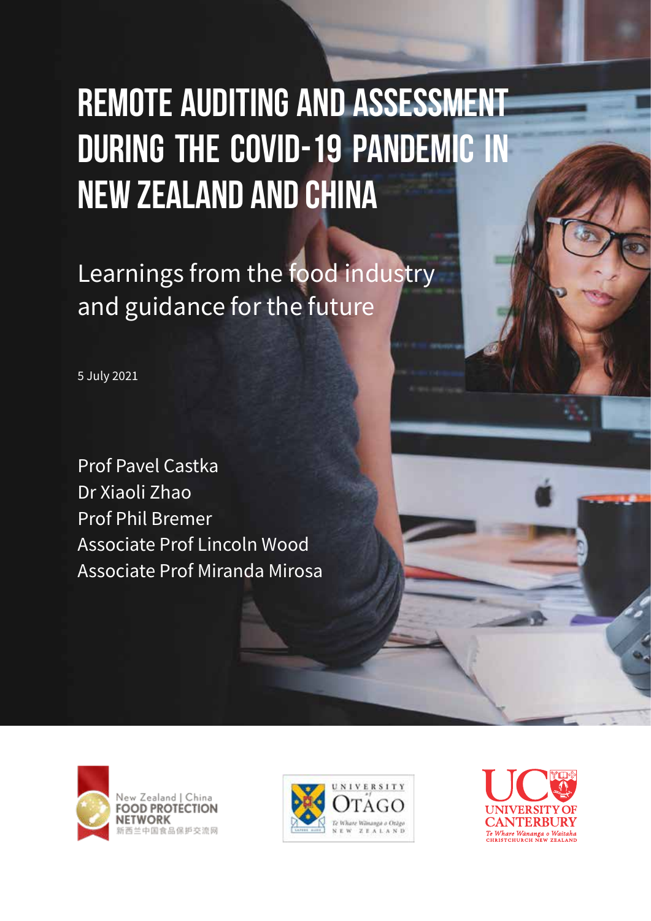# REMOTE AUDITING AND ASSESSMENT DURING THE COVID-19 PANDEMIC IN NEW ZEALAND AND CHINA

## Learnings from the food industry and guidance for the future

5 July 2021

Prof Pavel Castka
Dr Xiaoli Zhao
Prof Phil Bremer
Associate Prof Lincoln Wood
Associate Prof Miranda Mirosa

New Zealand | China FOOD PROTECTION NETWORK 新西兰中国食品保护交流网

UNIVERSITY of OTAGO Te Whare Wānanga o Otāgo NEW ZEALAND

UC UNIVERSITY OF CANTERBURY Te Whare Wānanga o Waitaha CHRISTCHURCH NEW ZEALAND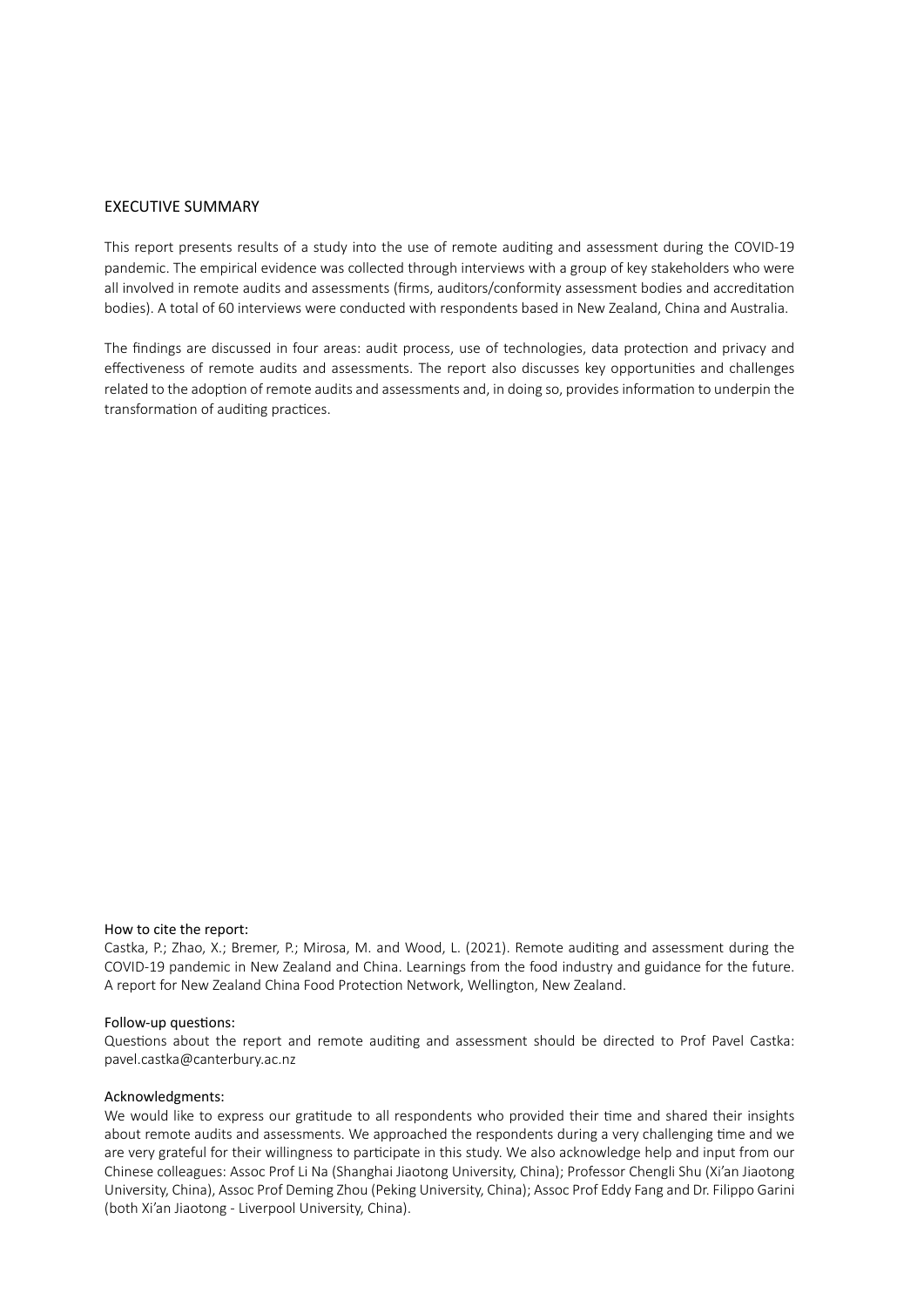## EXECUTIVE SUMMARY

This report presents results of a study into the use of remote auditing and assessment during the COVID-19 pandemic. The empirical evidence was collected through interviews with a group of key stakeholders who were all involved in remote audits and assessments (firms, auditors/conformity assessment bodies and accreditation bodies). A total of 60 interviews were conducted with respondents based in New Zealand, China and Australia.

The findings are discussed in four areas: audit process, use of technologies, data protection and privacy and effectiveness of remote audits and assessments. The report also discusses key opportunities and challenges related to the adoption of remote audits and assessments and, in doing so, provides information to underpin the transformation of auditing practices.

How to cite the report:

Castka, P.; Zhao, X.; Bremer, P.; Mirosa, M. and Wood, L. (2021). Remote auditing and assessment during the COVID-19 pandemic in New Zealand and China. Learnings from the food industry and guidance for the future. A report for New Zealand China Food Protection Network, Wellington, New Zealand.

Follow-up questions:

Questions about the report and remote auditing and assessment should be directed to Prof Pavel Castka: pavel.castka@canterbury.ac.nz

Acknowledgments:

We would like to express our gratitude to all respondents who provided their time and shared their insights about remote audits and assessments. We approached the respondents during a very challenging time and we are very grateful for their willingness to participate in this study. We also acknowledge help and input from our Chinese colleagues: Assoc Prof Li Na (Shanghai Jiaotong University, China); Professor Chengli Shu (Xi'an Jiaotong University, China), Assoc Prof Deming Zhou (Peking University, China); Assoc Prof Eddy Fang and Dr. Filippo Garini (both Xi'an Jiaotong - Liverpool University, China).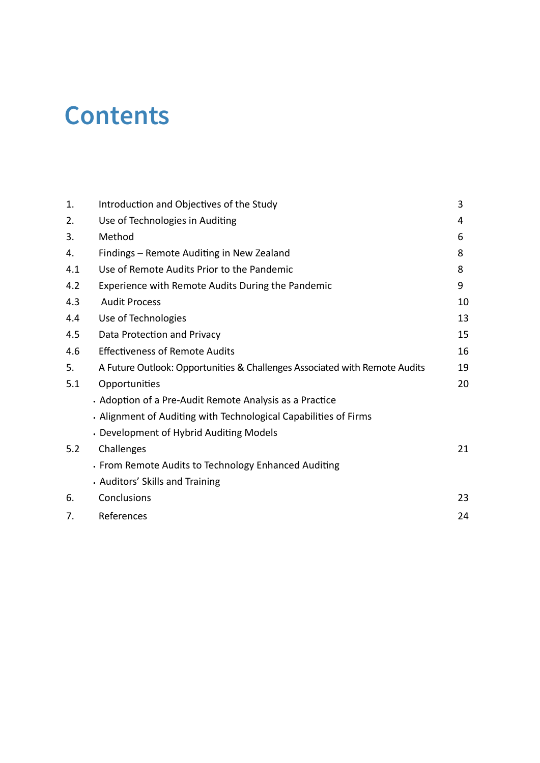# Contents

| | | |
|---|---|---|
| 1. | Introduction and Objectives of the Study | 3 |
| 2. | Use of Technologies in Auditing | 4 |
| 3. | Method | 6 |
| 4. | Findings – Remote Auditing in New Zealand | 8 |
| 4.1 | Use of Remote Audits Prior to the Pandemic | 8 |
| 4.2 | Experience with Remote Audits During the Pandemic | 9 |
| 4.3 | Audit Process | 10 |
| 4.4 | Use of Technologies | 13 |
| 4.5 | Data Protection and Privacy | 15 |
| 4.6 | Effectiveness of Remote Audits | 16 |
| 5. | A Future Outlook: Opportunities & Challenges Associated with Remote Audits | 19 |
| 5.1 | Opportunities | 20 |
| | • Adoption of a Pre-Audit Remote Analysis as a Practice | |
| | • Alignment of Auditing with Technological Capabilities of Firms | |
| | • Development of Hybrid Auditing Models | |
| 5.2 | Challenges | 21 |
| | • From Remote Audits to Technology Enhanced Auditing | |
| | • Auditors' Skills and Training | |
| 6. | Conclusions | 23 |
| 7. | References | 24 |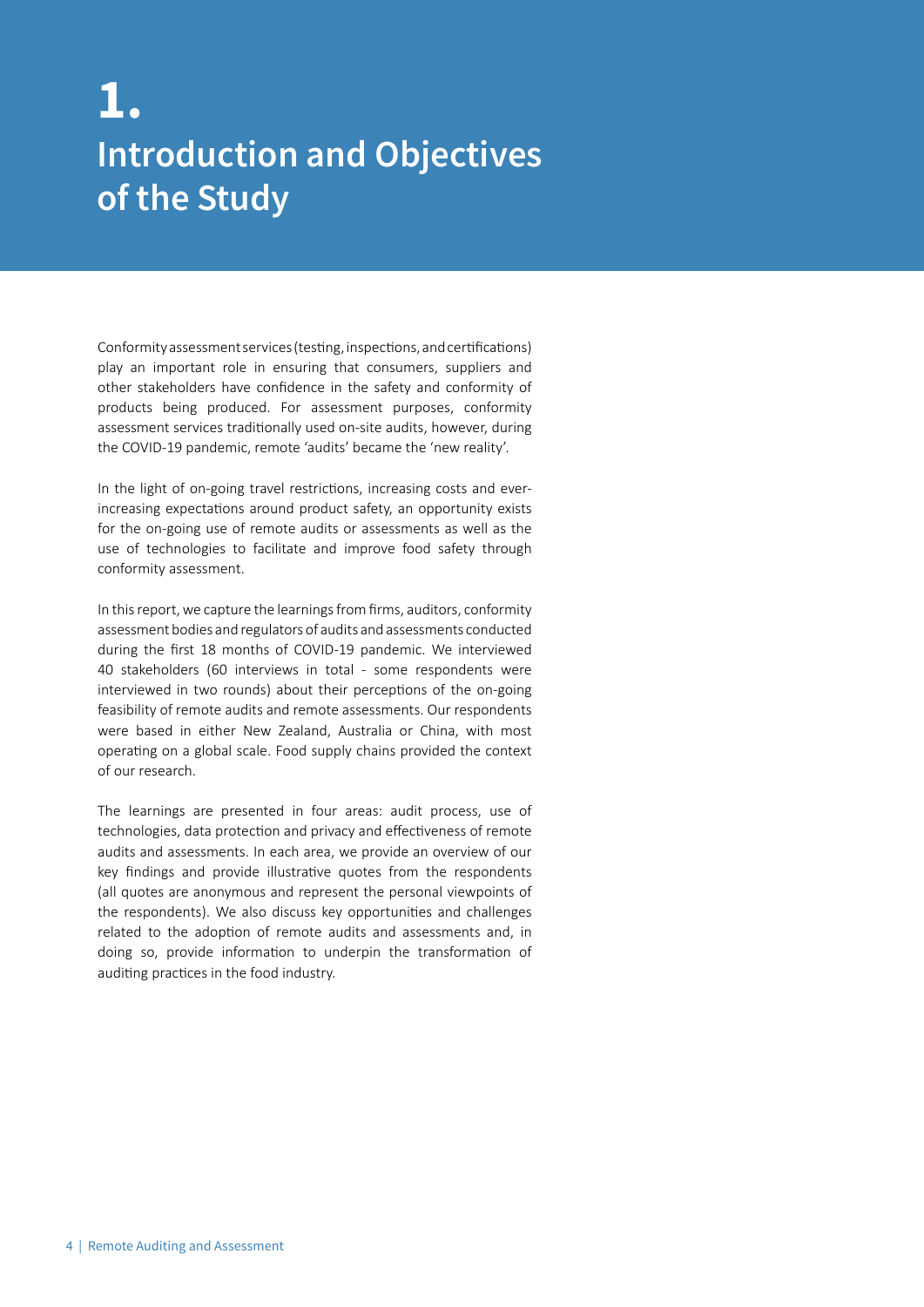# 1. Introduction and Objectives of the Study

Conformity assessment services (testing, inspections, and certifications) play an important role in ensuring that consumers, suppliers and other stakeholders have confidence in the safety and conformity of products being produced. For assessment purposes, conformity assessment services traditionally used on-site audits, however, during the COVID-19 pandemic, remote 'audits' became the 'new reality'.

In the light of on-going travel restrictions, increasing costs and ever-increasing expectations around product safety, an opportunity exists for the on-going use of remote audits or assessments as well as the use of technologies to facilitate and improve food safety through conformity assessment.

In this report, we capture the learnings from firms, auditors, conformity assessment bodies and regulators of audits and assessments conducted during the first 18 months of COVID-19 pandemic. We interviewed 40 stakeholders (60 interviews in total - some respondents were interviewed in two rounds) about their perceptions of the on-going feasibility of remote audits and remote assessments. Our respondents were based in either New Zealand, Australia or China, with most operating on a global scale. Food supply chains provided the context of our research.

The learnings are presented in four areas: audit process, use of technologies, data protection and privacy and effectiveness of remote audits and assessments. In each area, we provide an overview of our key findings and provide illustrative quotes from the respondents (all quotes are anonymous and represent the personal viewpoints of the respondents). We also discuss key opportunities and challenges related to the adoption of remote audits and assessments and, in doing so, provide information to underpin the transformation of auditing practices in the food industry.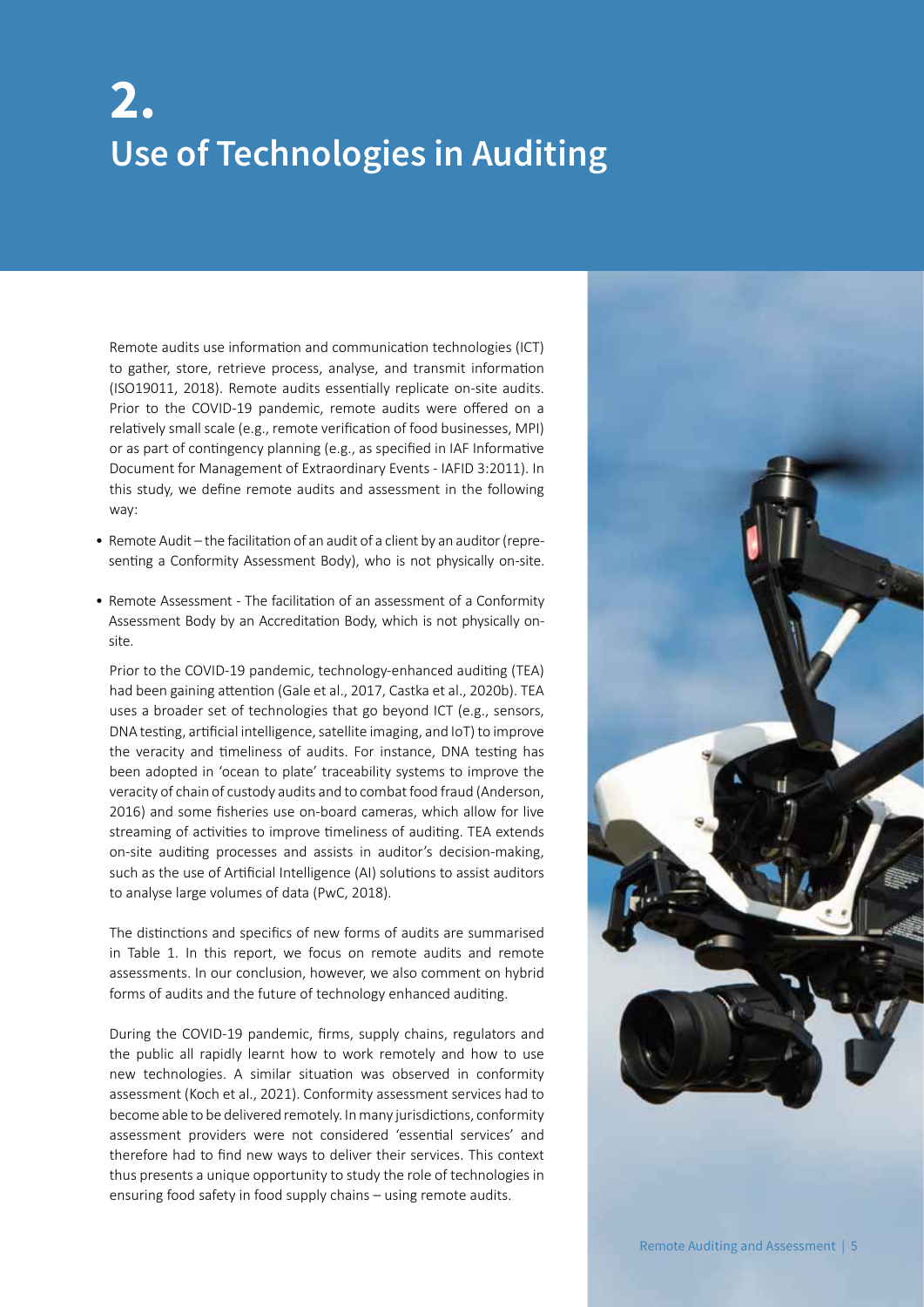# 2. Use of Technologies in Auditing

Remote audits use information and communication technologies (ICT) to gather, store, retrieve process, analyse, and transmit information (ISO19011, 2018). Remote audits essentially replicate on-site audits. Prior to the COVID-19 pandemic, remote audits were offered on a relatively small scale (e.g., remote verification of food businesses, MPI) or as part of contingency planning (e.g., as specified in IAF Informative Document for Management of Extraordinary Events - IAFID 3:2011). In this study, we define remote audits and assessment in the following way:

- Remote Audit – the facilitation of an audit of a client by an auditor (representing a Conformity Assessment Body), who is not physically on-site.
- Remote Assessment - The facilitation of an assessment of a Conformity Assessment Body by an Accreditation Body, which is not physically on-site.

Prior to the COVID-19 pandemic, technology-enhanced auditing (TEA) had been gaining attention (Gale et al., 2017, Castka et al., 2020b). TEA uses a broader set of technologies that go beyond ICT (e.g., sensors, DNA testing, artificial intelligence, satellite imaging, and IoT) to improve the veracity and timeliness of audits. For instance, DNA testing has been adopted in 'ocean to plate' traceability systems to improve the veracity of chain of custody audits and to combat food fraud (Anderson, 2016) and some fisheries use on-board cameras, which allow for live streaming of activities to improve timeliness of auditing. TEA extends on-site auditing processes and assists in auditor's decision-making, such as the use of Artificial Intelligence (AI) solutions to assist auditors to analyse large volumes of data (PwC, 2018).

The distinctions and specifics of new forms of audits are summarised in Table 1. In this report, we focus on remote audits and remote assessments. In our conclusion, however, we also comment on hybrid forms of audits and the future of technology enhanced auditing.

During the COVID-19 pandemic, firms, supply chains, regulators and the public all rapidly learnt how to work remotely and how to use new technologies. A similar situation was observed in conformity assessment (Koch et al., 2021). Conformity assessment services had to become able to be delivered remotely. In many jurisdictions, conformity assessment providers were not considered 'essential services' and therefore had to find new ways to deliver their services. This context thus presents a unique opportunity to study the role of technologies in ensuring food safety in food supply chains – using remote audits.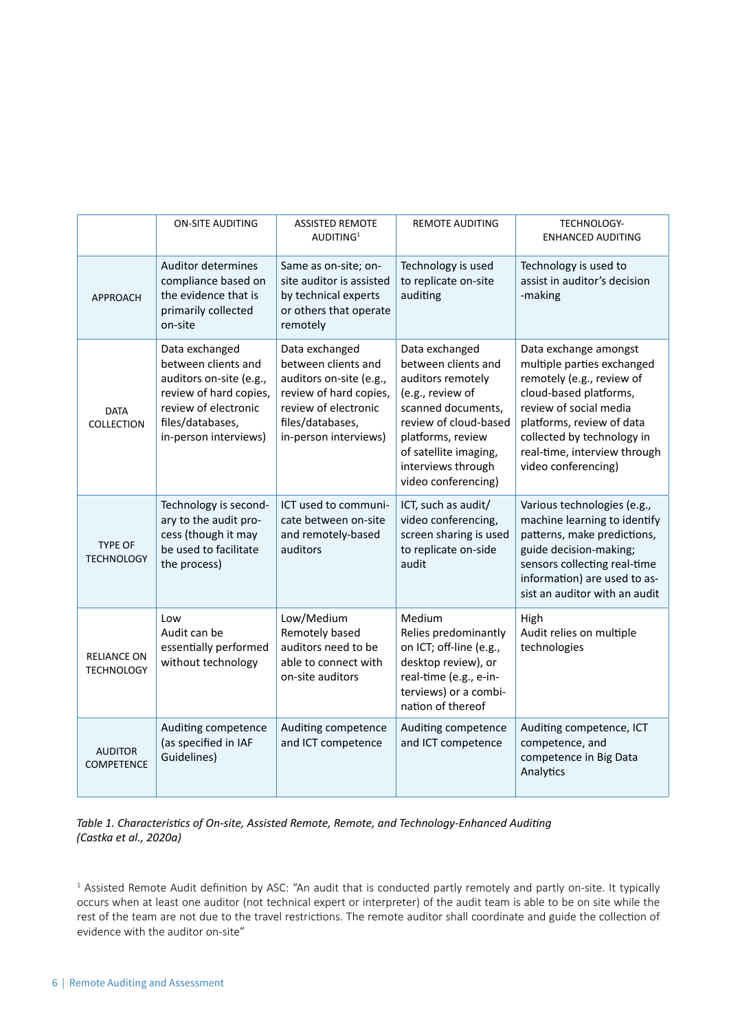| | ON-SITE AUDITING | ASSISTED REMOTE AUDITING[1] | REMOTE AUDITING | TECHNOLOGY-ENHANCED AUDITING |
|---|---|---|---|---|
| APPROACH | Auditor determines compliance based on the evidence that is primarily collected on-site | Same as on-site; on-site auditor is assisted by technical experts or others that operate remotely | Technology is used to replicate on-site auditing | Technology is used to assist in auditor's decision -making |
| DATA COLLECTION | Data exchanged between clients and auditors on-site (e.g., review of hard copies, review of electronic files/databases, in-person interviews) | Data exchanged between clients and auditors on-site (e.g., review of hard copies, review of electronic files/databases, in-person interviews) | Data exchanged between clients and auditors remotely (e.g., review of scanned documents, review of cloud-based platforms, review of satellite imaging, interviews through video conferencing) | Data exchange amongst multiple parties exchanged remotely (e.g., review of cloud-based platforms, review of social media platforms, review of data collected by technology in real-time, interview through video conferencing) |
| TYPE OF TECHNOLOGY | Technology is secondary to the audit process (though it may be used to facilitate the process) | ICT used to communicate between on-site and remotely-based auditors | ICT, such as audit/ video conferencing, screen sharing is used to replicate on-side audit | Various technologies (e.g., machine learning to identify patterns, make predictions, guide decision-making; sensors collecting real-time information) are used to assist an auditor with an audit |
| RELIANCE ON TECHNOLOGY | Low<br>Audit can be essentially performed without technology | Low/Medium<br>Remotely based auditors need to be able to connect with on-site auditors | Medium<br>Relies predominantly on ICT; off-line (e.g., desktop review), or real-time (e.g., e-interviews) or a combination of thereof | High<br>Audit relies on multiple technologies |
| AUDITOR COMPETENCE | Auditing competence (as specified in IAF Guidelines) | Auditing competence and ICT competence | Auditing competence and ICT competence | Auditing competence, ICT competence, and competence in Big Data Analytics |

*Table 1. Characteristics of On-site, Assisted Remote, Remote, and Technology-Enhanced Auditing (Castka et al., 2020a)*

[1] Assisted Remote Audit definition by ASC: "An audit that is conducted partly remotely and partly on-site. It typically occurs when at least one auditor (not technical expert or interpreter) of the audit team is able to be on site while the rest of the team are not due to the travel restrictions. The remote auditor shall coordinate and guide the collection of evidence with the auditor on-site"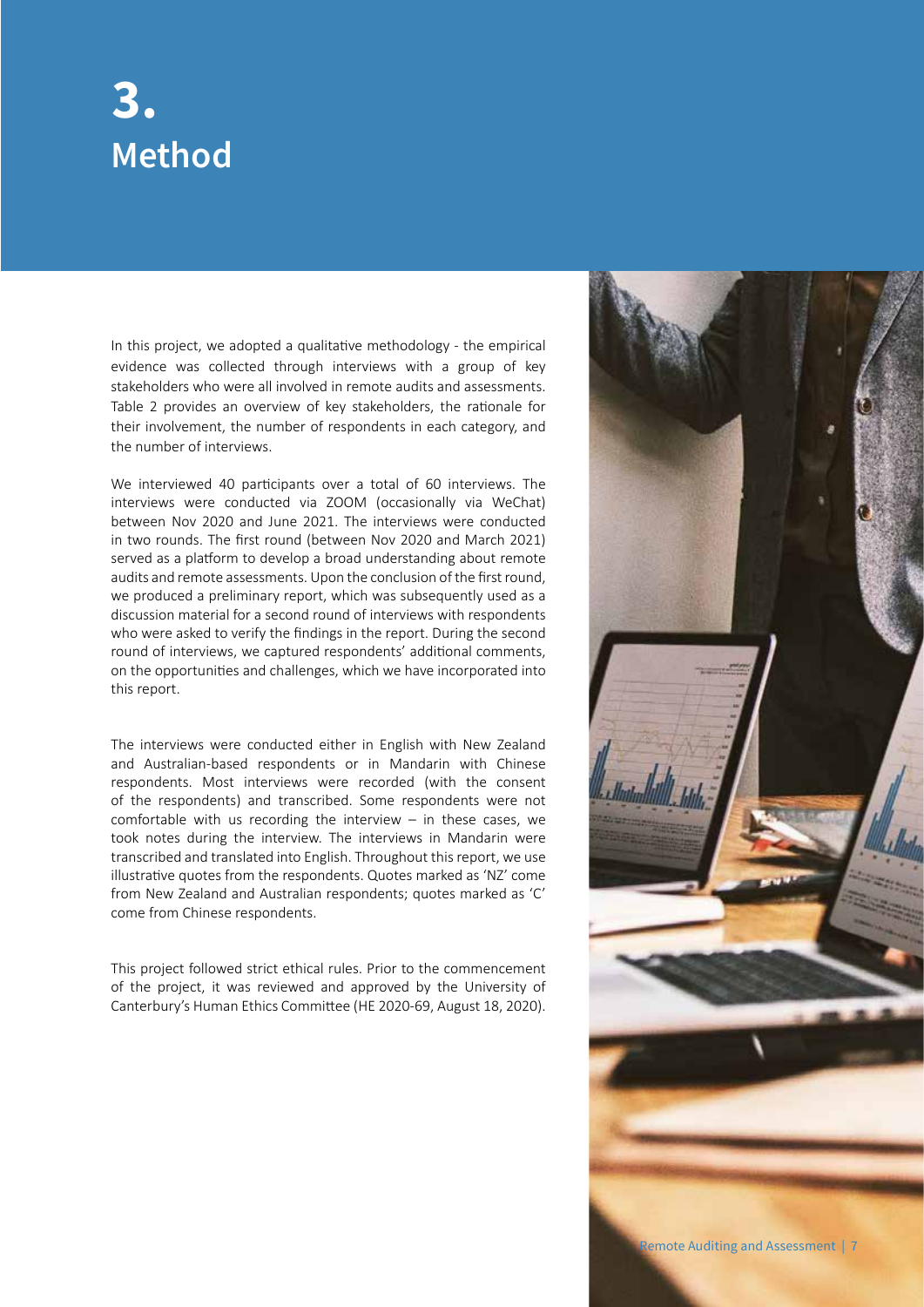# 3. Method

In this project, we adopted a qualitative methodology - the empirical evidence was collected through interviews with a group of key stakeholders who were all involved in remote audits and assessments. Table 2 provides an overview of key stakeholders, the rationale for their involvement, the number of respondents in each category, and the number of interviews.

We interviewed 40 participants over a total of 60 interviews. The interviews were conducted via ZOOM (occasionally via WeChat) between Nov 2020 and June 2021. The interviews were conducted in two rounds. The first round (between Nov 2020 and March 2021) served as a platform to develop a broad understanding about remote audits and remote assessments. Upon the conclusion of the first round, we produced a preliminary report, which was subsequently used as a discussion material for a second round of interviews with respondents who were asked to verify the findings in the report. During the second round of interviews, we captured respondents' additional comments, on the opportunities and challenges, which we have incorporated into this report.

The interviews were conducted either in English with New Zealand and Australian-based respondents or in Mandarin with Chinese respondents. Most interviews were recorded (with the consent of the respondents) and transcribed. Some respondents were not comfortable with us recording the interview – in these cases, we took notes during the interview. The interviews in Mandarin were transcribed and translated into English. Throughout this report, we use illustrative quotes from the respondents. Quotes marked as 'NZ' come from New Zealand and Australian respondents; quotes marked as 'C' come from Chinese respondents.

This project followed strict ethical rules. Prior to the commencement of the project, it was reviewed and approved by the University of Canterbury's Human Ethics Committee (HE 2020-69, August 18, 2020).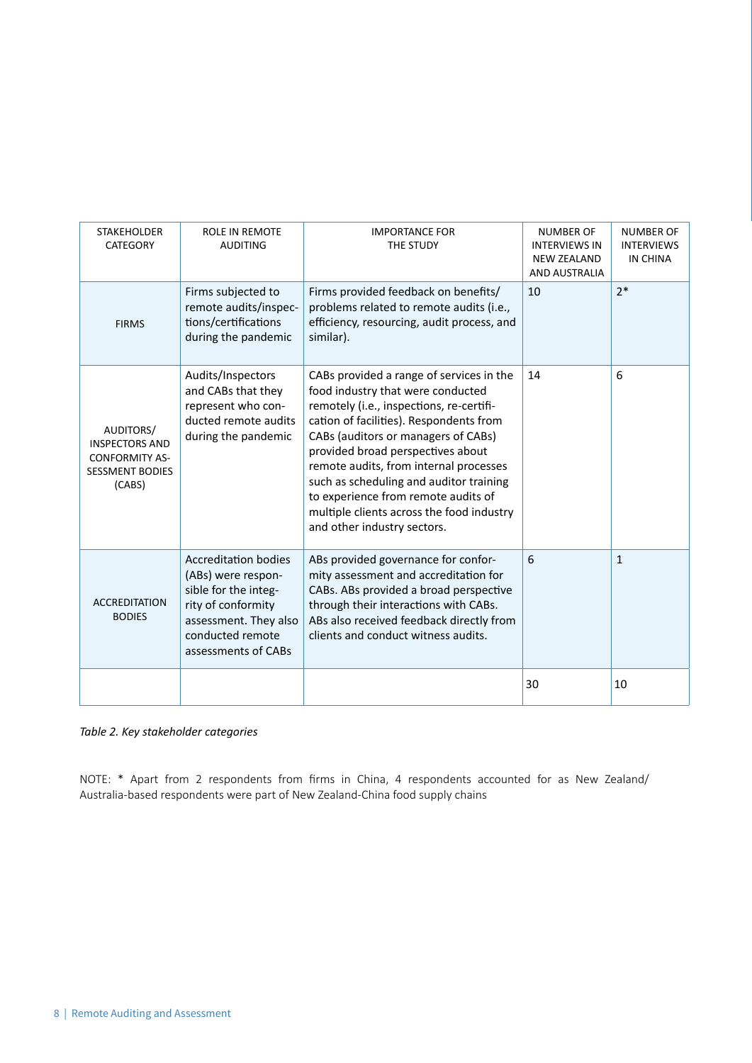| STAKEHOLDER CATEGORY | ROLE IN REMOTE AUDITING | IMPORTANCE FOR THE STUDY | NUMBER OF INTERVIEWS IN NEW ZEALAND AND AUSTRALIA | NUMBER OF INTERVIEWS IN CHINA |
|---|---|---|---|---|
| FIRMS | Firms subjected to remote audits/inspections/certifications during the pandemic | Firms provided feedback on benefits/ problems related to remote audits (i.e., efficiency, resourcing, audit process, and similar). | 10 | 2* |
| AUDITORS/ INSPECTORS AND CONFORMITY ASSESSMENT BODIES (CABS) | Audits/Inspectors and CABs that they represent who conducted remote audits during the pandemic | CABs provided a range of services in the food industry that were conducted remotely (i.e., inspections, re-certification of facilities). Respondents from CABs (auditors or managers of CABs) provided broad perspectives about remote audits, from internal processes such as scheduling and auditor training to experience from remote audits of multiple clients across the food industry and other industry sectors. | 14 | 6 |
| ACCREDITATION BODIES | Accreditation bodies (ABs) were responsible for the integrity of conformity assessment. They also conducted remote assessments of CABs | ABs provided governance for conformity assessment and accreditation for CABs. ABs provided a broad perspective through their interactions with CABs. ABs also received feedback directly from clients and conduct witness audits. | 6 | 1 |
| | | | 30 | 10 |

*Table 2. Key stakeholder categories*

NOTE: * Apart from 2 respondents from firms in China, 4 respondents accounted for as New Zealand/ Australia-based respondents were part of New Zealand-China food supply chains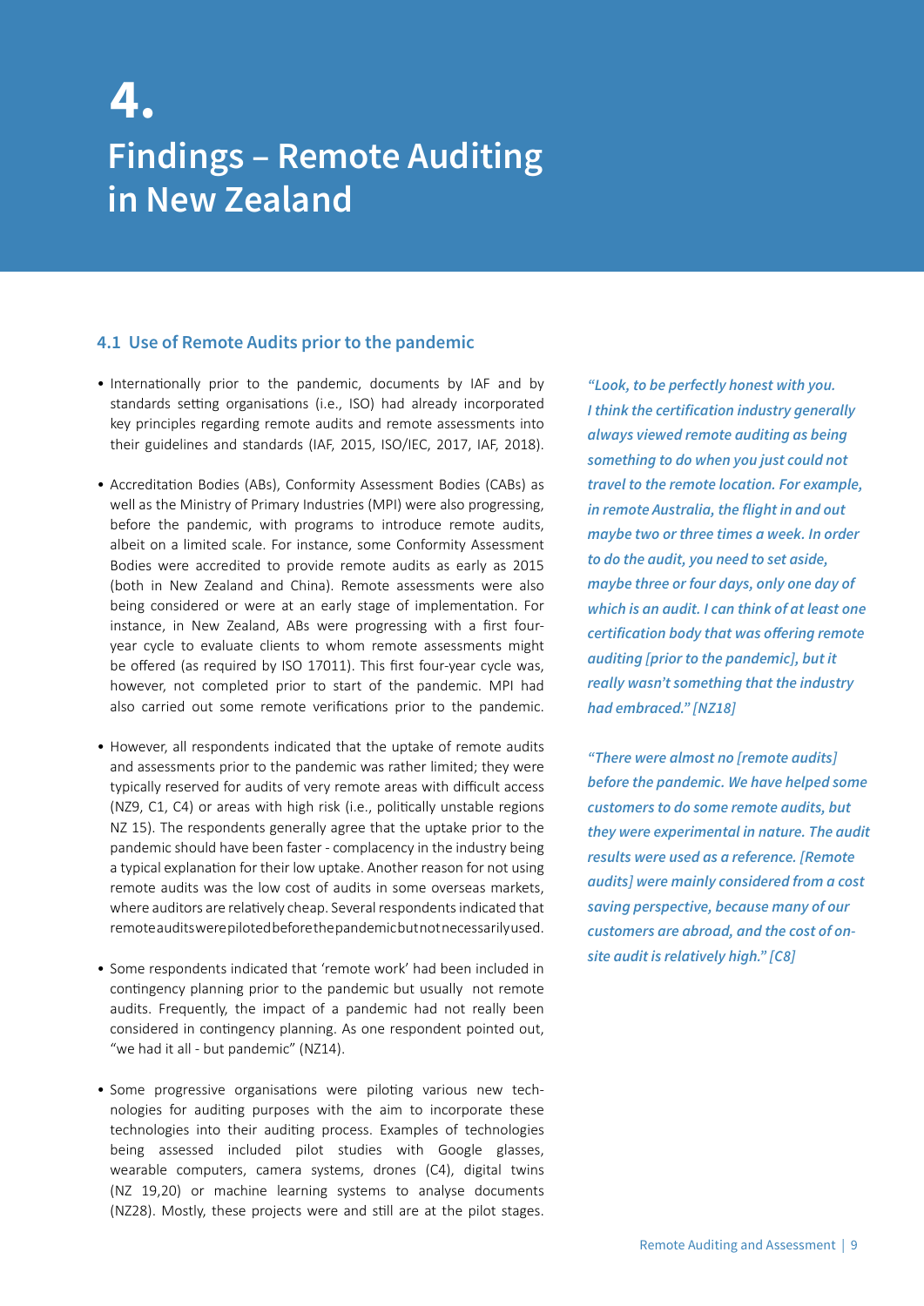# 4. Findings – Remote Auditing in New Zealand

## 4.1 Use of Remote Audits prior to the pandemic

- Internationally prior to the pandemic, documents by IAF and by standards setting organisations (i.e., ISO) had already incorporated key principles regarding remote audits and remote assessments into their guidelines and standards (IAF, 2015, ISO/IEC, 2017, IAF, 2018).

- Accreditation Bodies (ABs), Conformity Assessment Bodies (CABs) as well as the Ministry of Primary Industries (MPI) were also progressing, before the pandemic, with programs to introduce remote audits, albeit on a limited scale. For instance, some Conformity Assessment Bodies were accredited to provide remote audits as early as 2015 (both in New Zealand and China). Remote assessments were also being considered or were at an early stage of implementation. For instance, in New Zealand, ABs were progressing with a first four-year cycle to evaluate clients to whom remote assessments might be offered (as required by ISO 17011). This first four-year cycle was, however, not completed prior to start of the pandemic. MPI had also carried out some remote verifications prior to the pandemic.

- However, all respondents indicated that the uptake of remote audits and assessments prior to the pandemic was rather limited; they were typically reserved for audits of very remote areas with difficult access (NZ9, C1, C4) or areas with high risk (i.e., politically unstable regions NZ 15). The respondents generally agree that the uptake prior to the pandemic should have been faster - complacency in the industry being a typical explanation for their low uptake. Another reason for not using remote audits was the low cost of audits in some overseas markets, where auditors are relatively cheap. Several respondents indicated that remote audits were piloted before the pandemic but not necessarily used.

- Some respondents indicated that 'remote work' had been included in contingency planning prior to the pandemic but usually not remote audits. Frequently, the impact of a pandemic had not really been considered in contingency planning. As one respondent pointed out, "we had it all - but pandemic" (NZ14).

- Some progressive organisations were piloting various new technologies for auditing purposes with the aim to incorporate these technologies into their auditing process. Examples of technologies being assessed included pilot studies with Google glasses, wearable computers, camera systems, drones (C4), digital twins (NZ 19,20) or machine learning systems to analyse documents (NZ28). Mostly, these projects were and still are at the pilot stages.

*"Look, to be perfectly honest with you. I think the certification industry generally always viewed remote auditing as being something to do when you just could not travel to the remote location. For example, in remote Australia, the flight in and out maybe two or three times a week. In order to do the audit, you need to set aside, maybe three or four days, only one day of which is an audit. I can think of at least one certification body that was offering remote auditing [prior to the pandemic], but it really wasn't something that the industry had embraced." [NZ18]*

*"There were almost no [remote audits] before the pandemic. We have helped some customers to do some remote audits, but they were experimental in nature. The audit results were used as a reference. [Remote audits] were mainly considered from a cost saving perspective, because many of our customers are abroad, and the cost of on-site audit is relatively high." [C8]*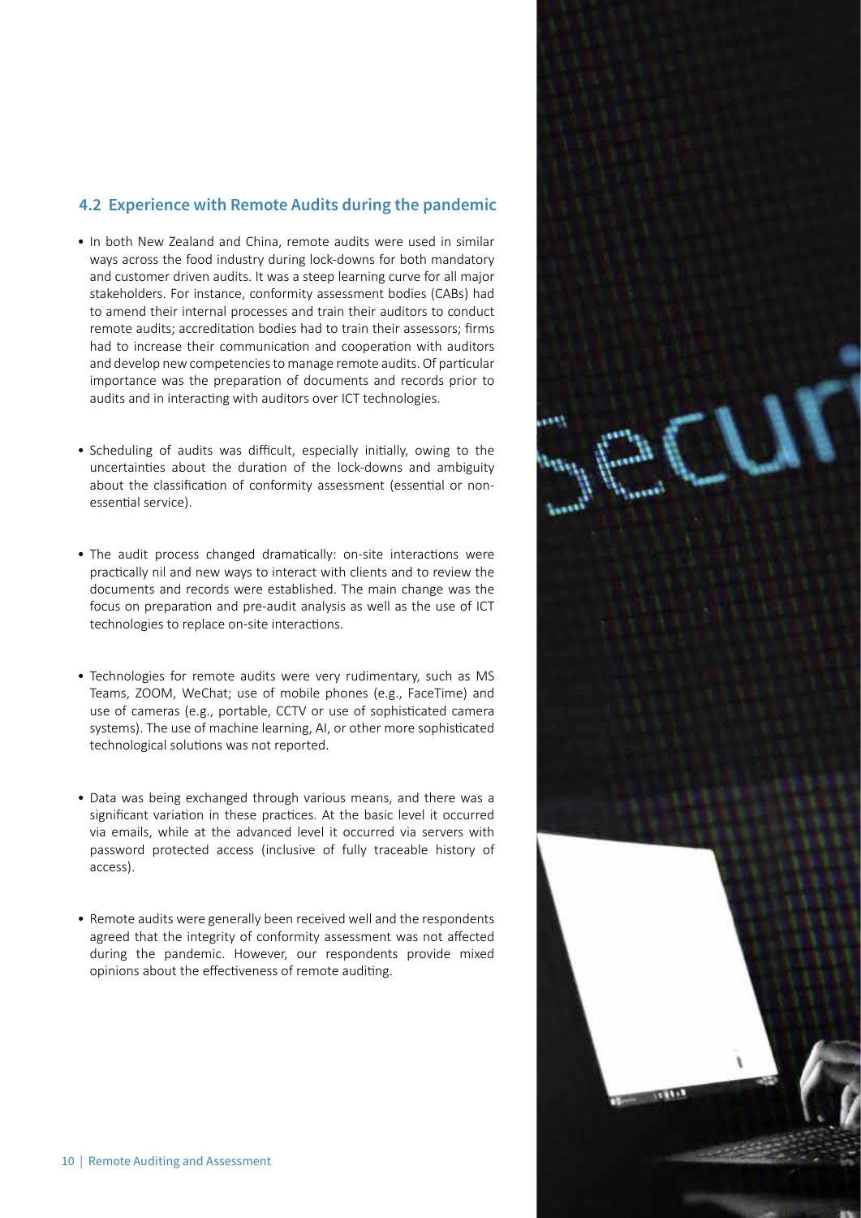## 4.2 Experience with Remote Audits during the pandemic

- In both New Zealand and China, remote audits were used in similar ways across the food industry during lock-downs for both mandatory and customer driven audits. It was a steep learning curve for all major stakeholders. For instance, conformity assessment bodies (CABs) had to amend their internal processes and train their auditors to conduct remote audits; accreditation bodies had to train their assessors; firms had to increase their communication and cooperation with auditors and develop new competencies to manage remote audits. Of particular importance was the preparation of documents and records prior to audits and in interacting with auditors over ICT technologies.

- Scheduling of audits was difficult, especially initially, owing to the uncertainties about the duration of the lock-downs and ambiguity about the classification of conformity assessment (essential or non-essential service).

- The audit process changed dramatically: on-site interactions were practically nil and new ways to interact with clients and to review the documents and records were established. The main change was the focus on preparation and pre-audit analysis as well as the use of ICT technologies to replace on-site interactions.

- Technologies for remote audits were very rudimentary, such as MS Teams, ZOOM, WeChat; use of mobile phones (e.g., FaceTime) and use of cameras (e.g., portable, CCTV or use of sophisticated camera systems). The use of machine learning, AI, or other more sophisticated technological solutions was not reported.

- Data was being exchanged through various means, and there was a significant variation in these practices. At the basic level it occurred via emails, while at the advanced level it occurred via servers with password protected access (inclusive of fully traceable history of access).

- Remote audits were generally been received well and the respondents agreed that the integrity of conformity assessment was not affected during the pandemic. However, our respondents provide mixed opinions about the effectiveness of remote auditing.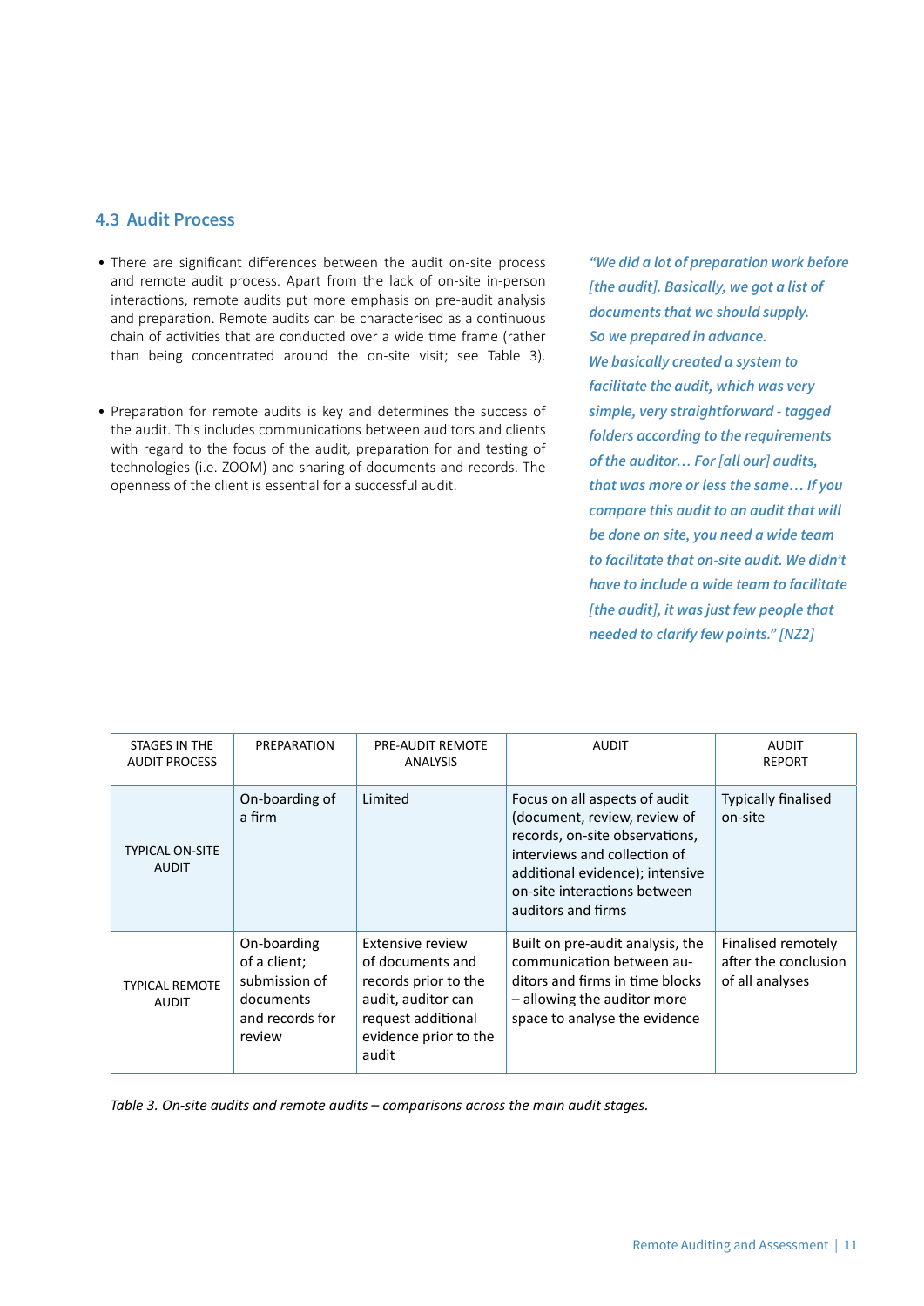## 4.3 Audit Process

- There are significant differences between the audit on-site process and remote audit process. Apart from the lack of on-site in-person interactions, remote audits put more emphasis on pre-audit analysis and preparation. Remote audits can be characterised as a continuous chain of activities that are conducted over a wide time frame (rather than being concentrated around the on-site visit; see Table 3).

- Preparation for remote audits is key and determines the success of the audit. This includes communications between auditors and clients with regard to the focus of the audit, preparation for and testing of technologies (i.e. ZOOM) and sharing of documents and records. The openness of the client is essential for a successful audit.

*"We did a lot of preparation work before [the audit]. Basically, we got a list of documents that we should supply. So we prepared in advance. We basically created a system to facilitate the audit, which was very simple, very straightforward - tagged folders according to the requirements of the auditor… For [all our] audits, that was more or less the same… If you compare this audit to an audit that will be done on site, you need a wide team to facilitate that on-site audit. We didn't have to include a wide team to facilitate [the audit], it was just few people that needed to clarify few points." [NZ2]*

| STAGES IN THE AUDIT PROCESS | PREPARATION | PRE-AUDIT REMOTE ANALYSIS | AUDIT | AUDIT REPORT |
|---|---|---|---|---|
| TYPICAL ON-SITE AUDIT | On-boarding of a firm | Limited | Focus on all aspects of audit (document, review, review of records, on-site observations, interviews and collection of additional evidence); intensive on-site interactions between auditors and firms | Typically finalised on-site |
| TYPICAL REMOTE AUDIT | On-boarding of a client; submission of documents and records for review | Extensive review of documents and records prior to the audit, auditor can request additional evidence prior to the audit | Built on pre-audit analysis, the communication between auditors and firms in time blocks – allowing the auditor more space to analyse the evidence | Finalised remotely after the conclusion of all analyses |

*Table 3. On-site audits and remote audits – comparisons across the main audit stages.*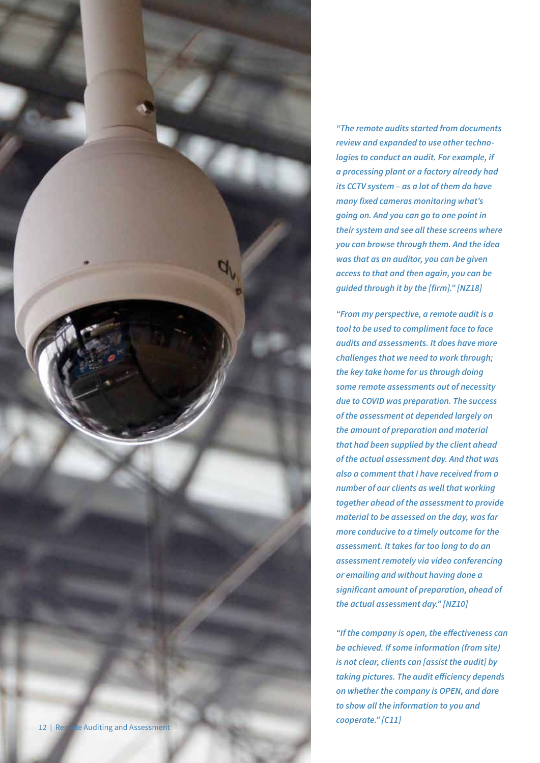*"The remote audits started from documents review and expanded to use other technologies to conduct an audit. For example, if a processing plant or a factory already had its CCTV system – as a lot of them do have many fixed cameras monitoring what's going on. And you can go to one point in their system and see all these screens where you can browse through them. And the idea was that as an auditor, you can be given access to that and then again, you can be guided through it by the [firm]." [NZ18]*

*"From my perspective, a remote audit is a tool to be used to compliment face to face audits and assessments. It does have more challenges that we need to work through; the key take home for us through doing some remote assessments out of necessity due to COVID was preparation. The success of the assessment at depended largely on the amount of preparation and material that had been supplied by the client ahead of the actual assessment day. And that was also a comment that I have received from a number of our clients as well that working together ahead of the assessment to provide material to be assessed on the day, was far more conducive to a timely outcome for the assessment. It takes far too long to do an assessment remotely via video conferencing or emailing and without having done a significant amount of preparation, ahead of the actual assessment day." [NZ10]*

*"If the company is open, the effectiveness can be achieved. If some information (from site) is not clear, clients can [assist the audit] by taking pictures. The audit efficiency depends on whether the company is OPEN, and dare to show all the information to you and cooperate." [C11]*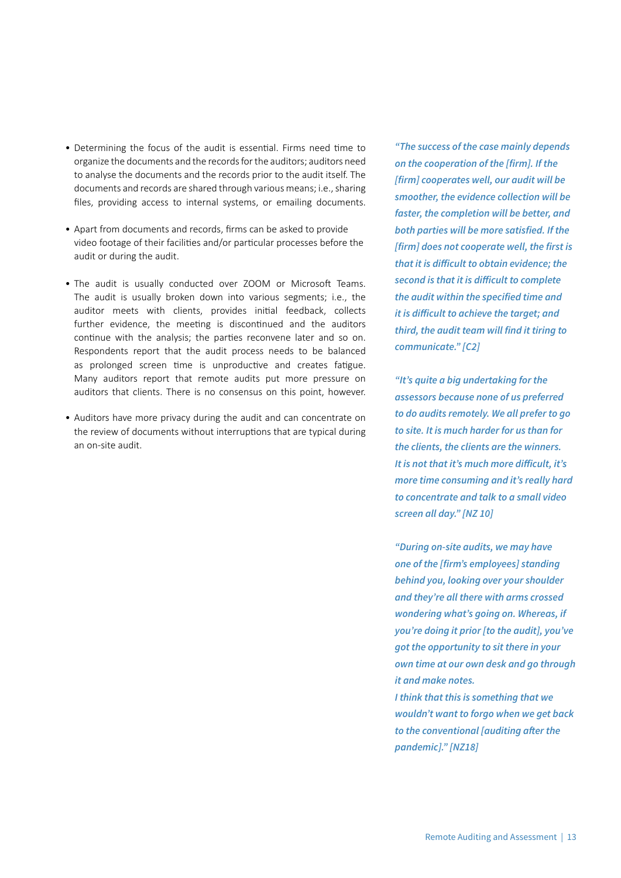- Determining the focus of the audit is essential. Firms need time to organize the documents and the records for the auditors; auditors need to analyse the documents and the records prior to the audit itself. The documents and records are shared through various means; i.e., sharing files, providing access to internal systems, or emailing documents.

- Apart from documents and records, firms can be asked to provide video footage of their facilities and/or particular processes before the audit or during the audit.

- The audit is usually conducted over ZOOM or Microsoft Teams. The audit is usually broken down into various segments; i.e., the auditor meets with clients, provides initial feedback, collects further evidence, the meeting is discontinued and the auditors continue with the analysis; the parties reconvene later and so on. Respondents report that the audit process needs to be balanced as prolonged screen time is unproductive and creates fatigue. Many auditors report that remote audits put more pressure on auditors that clients. There is no consensus on this point, however.

- Auditors have more privacy during the audit and can concentrate on the review of documents without interruptions that are typical during an on-site audit.

*"The success of the case mainly depends on the cooperation of the [firm]. If the [firm] cooperates well, our audit will be smoother, the evidence collection will be faster, the completion will be better, and both parties will be more satisfied. If the [firm] does not cooperate well, the first is that it is difficult to obtain evidence; the second is that it is difficult to complete the audit within the specified time and it is difficult to achieve the target; and third, the audit team will find it tiring to communicate." [C2]*

*"It's quite a big undertaking for the assessors because none of us preferred to do audits remotely. We all prefer to go to site. It is much harder for us than for the clients, the clients are the winners. It is not that it's much more difficult, it's more time consuming and it's really hard to concentrate and talk to a small video screen all day." [NZ 10]*

*"During on-site audits, we may have one of the [firm's employees] standing behind you, looking over your shoulder and they're all there with arms crossed wondering what's going on. Whereas, if you're doing it prior [to the audit], you've got the opportunity to sit there in your own time at our own desk and go through it and make notes.*
*I think that this is something that we wouldn't want to forgo when we get back to the conventional [auditing after the pandemic]." [NZ18]*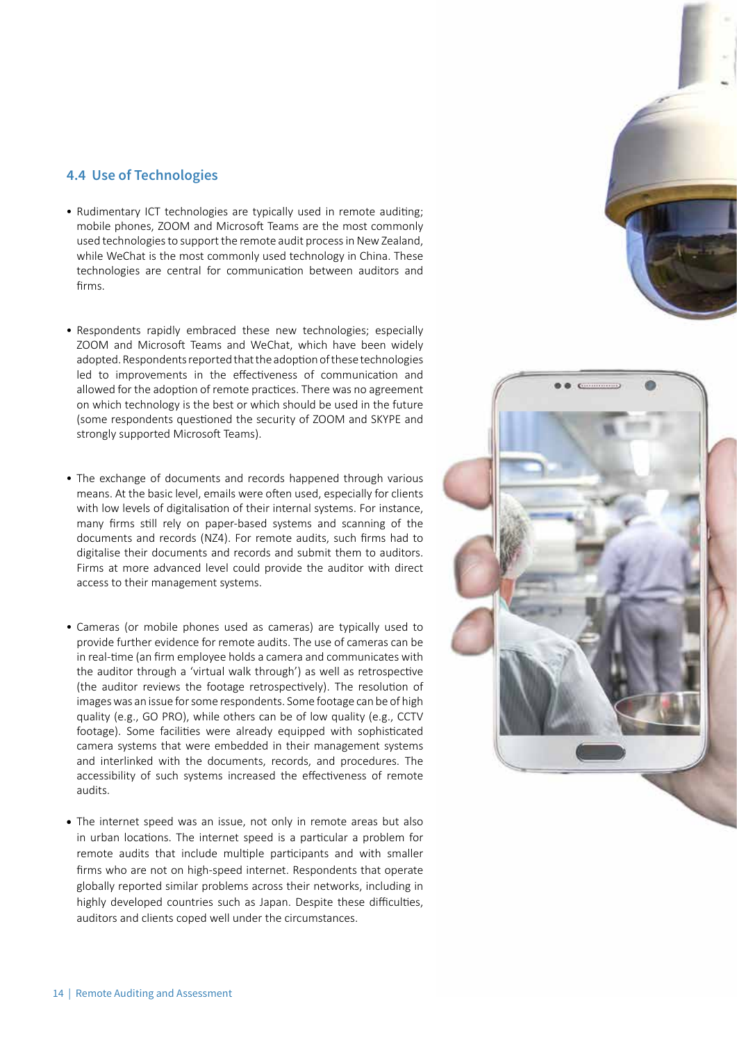## 4.4 Use of Technologies

- Rudimentary ICT technologies are typically used in remote auditing; mobile phones, ZOOM and Microsoft Teams are the most commonly used technologies to support the remote audit process in New Zealand, while WeChat is the most commonly used technology in China. These technologies are central for communication between auditors and firms.

- Respondents rapidly embraced these new technologies; especially ZOOM and Microsoft Teams and WeChat, which have been widely adopted. Respondents reported that the adoption of these technologies led to improvements in the effectiveness of communication and allowed for the adoption of remote practices. There was no agreement on which technology is the best or which should be used in the future (some respondents questioned the security of ZOOM and SKYPE and strongly supported Microsoft Teams).

- The exchange of documents and records happened through various means. At the basic level, emails were often used, especially for clients with low levels of digitalisation of their internal systems. For instance, many firms still rely on paper-based systems and scanning of the documents and records (NZ4). For remote audits, such firms had to digitalise their documents and records and submit them to auditors. Firms at more advanced level could provide the auditor with direct access to their management systems.

- Cameras (or mobile phones used as cameras) are typically used to provide further evidence for remote audits. The use of cameras can be in real-time (an firm employee holds a camera and communicates with the auditor through a 'virtual walk through') as well as retrospective (the auditor reviews the footage retrospectively). The resolution of images was an issue for some respondents. Some footage can be of high quality (e.g., GO PRO), while others can be of low quality (e.g., CCTV footage). Some facilities were already equipped with sophisticated camera systems that were embedded in their management systems and interlinked with the documents, records, and procedures. The accessibility of such systems increased the effectiveness of remote audits.

- The internet speed was an issue, not only in remote areas but also in urban locations. The internet speed is a particular a problem for remote audits that include multiple participants and with smaller firms who are not on high-speed internet. Respondents that operate globally reported similar problems across their networks, including in highly developed countries such as Japan. Despite these difficulties, auditors and clients coped well under the circumstances.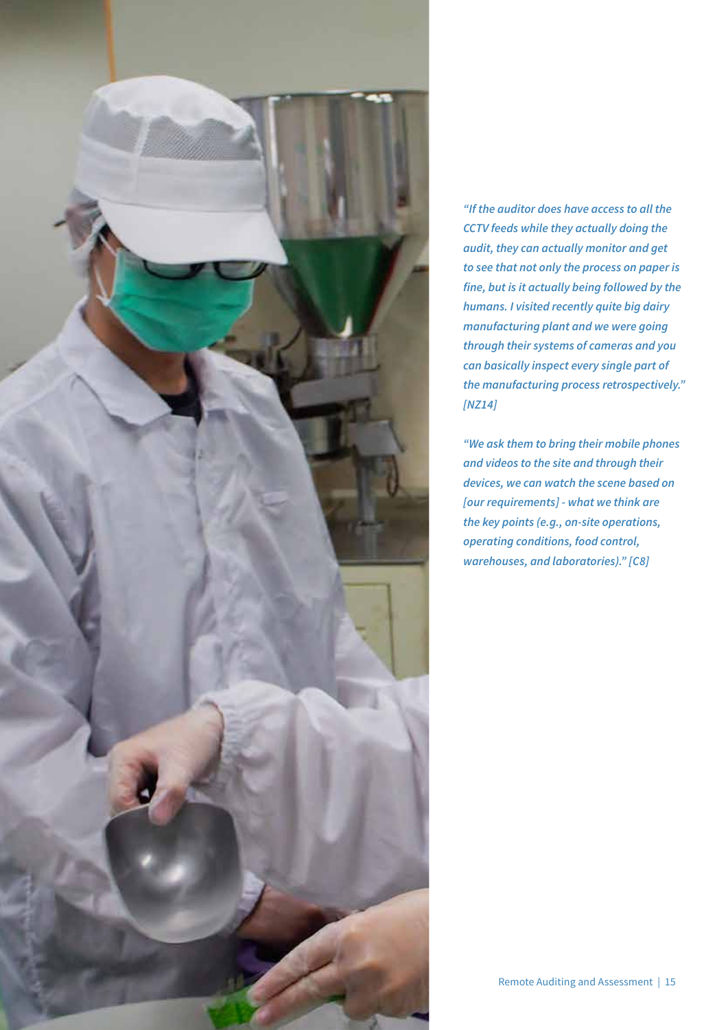*"If the auditor does have access to all the CCTV feeds while they actually doing the audit, they can actually monitor and get to see that not only the process on paper is fine, but is it actually being followed by the humans. I visited recently quite big dairy manufacturing plant and we were going through their systems of cameras and you can basically inspect every single part of the manufacturing process retrospectively." [NZ14]*

*"We ask them to bring their mobile phones and videos to the site and through their devices, we can watch the scene based on [our requirements] - what we think are the key points (e.g., on-site operations, operating conditions, food control, warehouses, and laboratories)." [C8]*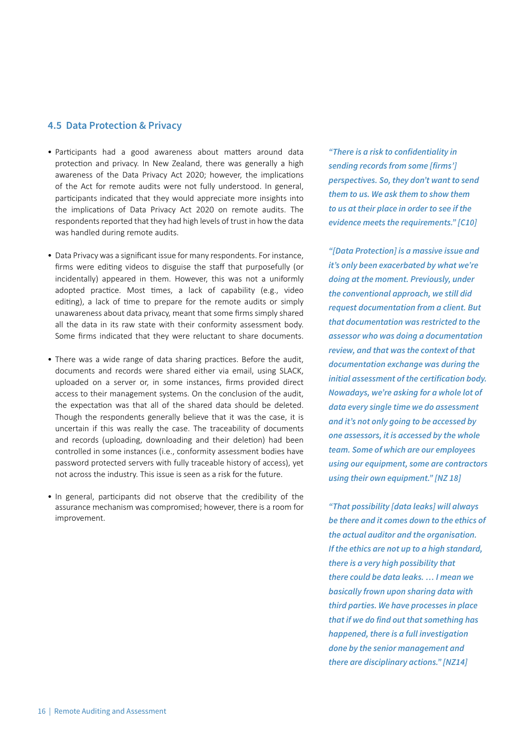### 4.5 Data Protection & Privacy

- Participants had a good awareness about matters around data protection and privacy. In New Zealand, there was generally a high awareness of the Data Privacy Act 2020; however, the implications of the Act for remote audits were not fully understood. In general, participants indicated that they would appreciate more insights into the implications of Data Privacy Act 2020 on remote audits. The respondents reported that they had high levels of trust in how the data was handled during remote audits.

- Data Privacy was a significant issue for many respondents. For instance, firms were editing videos to disguise the staff that purposefully (or incidentally) appeared in them. However, this was not a uniformly adopted practice. Most times, a lack of capability (e.g., video editing), a lack of time to prepare for the remote audits or simply unawareness about data privacy, meant that some firms simply shared all the data in its raw state with their conformity assessment body. Some firms indicated that they were reluctant to share documents.

- There was a wide range of data sharing practices. Before the audit, documents and records were shared either via email, using SLACK, uploaded on a server or, in some instances, firms provided direct access to their management systems. On the conclusion of the audit, the expectation was that all of the shared data should be deleted. Though the respondents generally believe that it was the case, it is uncertain if this was really the case. The traceability of documents and records (uploading, downloading and their deletion) had been controlled in some instances (i.e., conformity assessment bodies have password protected servers with fully traceable history of access), yet not across the industry. This issue is seen as a risk for the future.

- In general, participants did not observe that the credibility of the assurance mechanism was compromised; however, there is a room for improvement.

*"There is a risk to confidentiality in sending records from some [firms'] perspectives. So, they don't want to send them to us. We ask them to show them to us at their place in order to see if the evidence meets the requirements." [C10]*

*"[Data Protection] is a massive issue and it's only been exacerbated by what we're doing at the moment. Previously, under the conventional approach, we still did request documentation from a client. But that documentation was restricted to the assessor who was doing a documentation review, and that was the context of that documentation exchange was during the initial assessment of the certification body. Nowadays, we're asking for a whole lot of data every single time we do assessment and it's not only going to be accessed by one assessors, it is accessed by the whole team. Some of which are our employees using our equipment, some are contractors using their own equipment." [NZ 18]*

*"That possibility [data leaks] will always be there and it comes down to the ethics of the actual auditor and the organisation. If the ethics are not up to a high standard, there is a very high possibility that there could be data leaks. … I mean we basically frown upon sharing data with third parties. We have processes in place that if we do find out that something has happened, there is a full investigation done by the senior management and there are disciplinary actions." [NZ14]*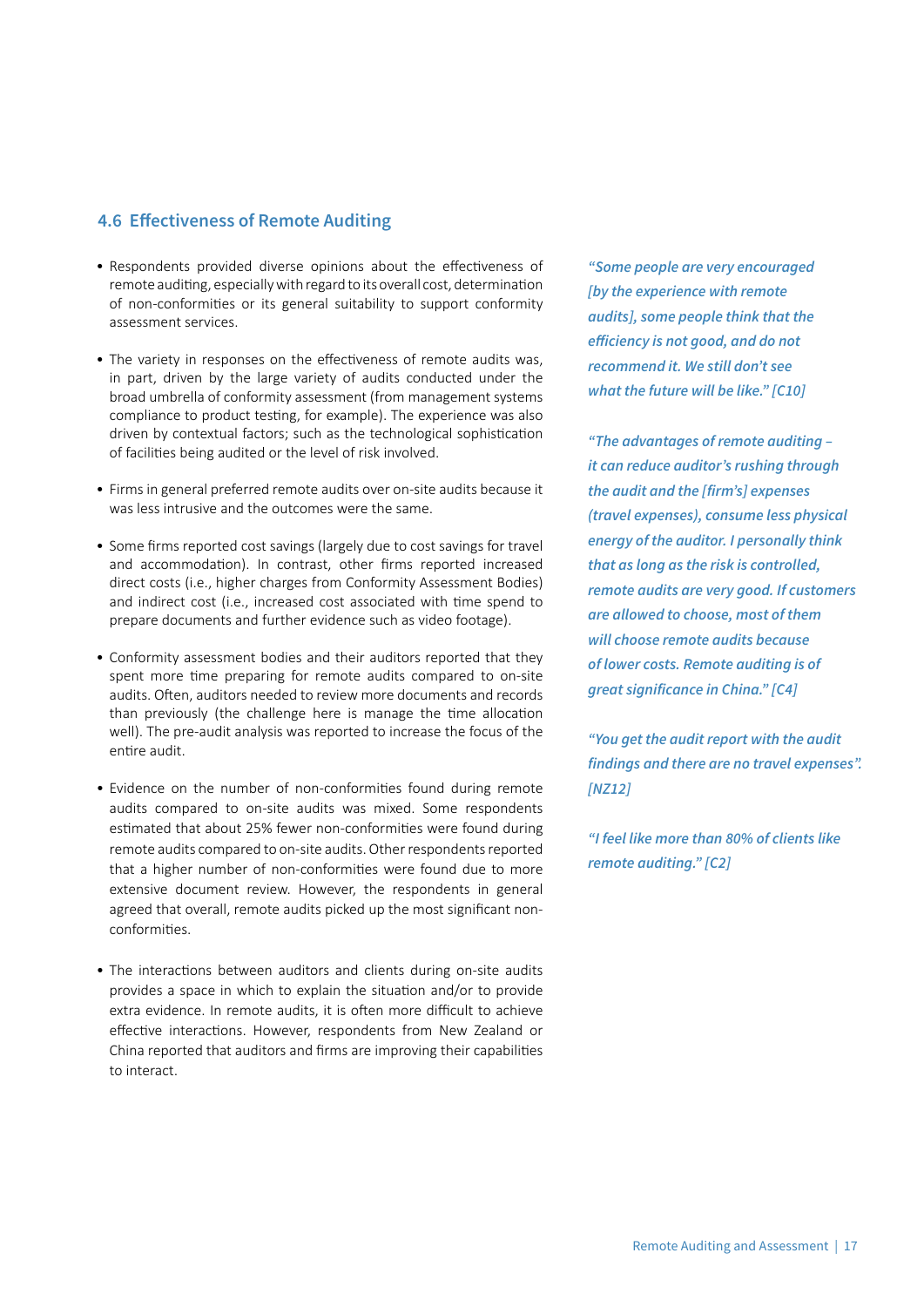## 4.6 Effectiveness of Remote Auditing

- Respondents provided diverse opinions about the effectiveness of remote auditing, especially with regard to its overall cost, determination of non-conformities or its general suitability to support conformity assessment services.
- The variety in responses on the effectiveness of remote audits was, in part, driven by the large variety of audits conducted under the broad umbrella of conformity assessment (from management systems compliance to product testing, for example). The experience was also driven by contextual factors; such as the technological sophistication of facilities being audited or the level of risk involved.
- Firms in general preferred remote audits over on-site audits because it was less intrusive and the outcomes were the same.
- Some firms reported cost savings (largely due to cost savings for travel and accommodation). In contrast, other firms reported increased direct costs (i.e., higher charges from Conformity Assessment Bodies) and indirect cost (i.e., increased cost associated with time spend to prepare documents and further evidence such as video footage).
- Conformity assessment bodies and their auditors reported that they spent more time preparing for remote audits compared to on-site audits. Often, auditors needed to review more documents and records than previously (the challenge here is manage the time allocation well). The pre-audit analysis was reported to increase the focus of the entire audit.
- Evidence on the number of non-conformities found during remote audits compared to on-site audits was mixed. Some respondents estimated that about 25% fewer non-conformities were found during remote audits compared to on-site audits. Other respondents reported that a higher number of non-conformities were found due to more extensive document review. However, the respondents in general agreed that overall, remote audits picked up the most significant non-conformities.
- The interactions between auditors and clients during on-site audits provides a space in which to explain the situation and/or to provide extra evidence. In remote audits, it is often more difficult to achieve effective interactions. However, respondents from New Zealand or China reported that auditors and firms are improving their capabilities to interact.

*"Some people are very encouraged [by the experience with remote audits], some people think that the efficiency is not good, and do not recommend it. We still don't see what the future will be like." [C10]*

*"The advantages of remote auditing – it can reduce auditor's rushing through the audit and the [firm's] expenses (travel expenses), consume less physical energy of the auditor. I personally think that as long as the risk is controlled, remote audits are very good. If customers are allowed to choose, most of them will choose remote audits because of lower costs. Remote auditing is of great significance in China." [C4]*

*"You get the audit report with the audit findings and there are no travel expenses". [NZ12]*

*"I feel like more than 80% of clients like remote auditing." [C2]*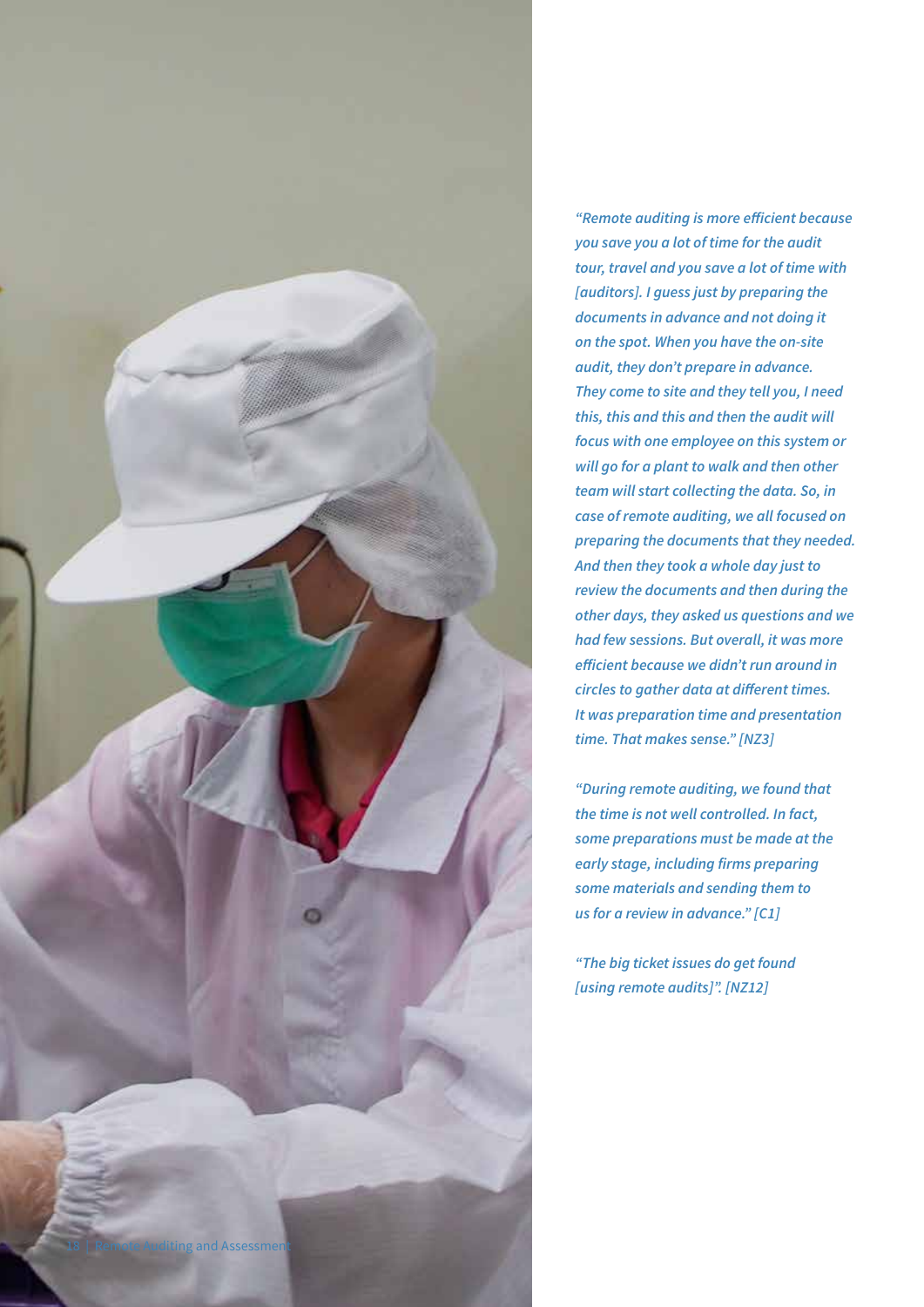*"Remote auditing is more efficient because you save you a lot of time for the audit tour, travel and you save a lot of time with [auditors]. I guess just by preparing the documents in advance and not doing it on the spot. When you have the on-site audit, they don't prepare in advance. They come to site and they tell you, I need this, this and this and then the audit will focus with one employee on this system or will go for a plant to walk and then other team will start collecting the data. So, in case of remote auditing, we all focused on preparing the documents that they needed. And then they took a whole day just to review the documents and then during the other days, they asked us questions and we had few sessions. But overall, it was more efficient because we didn't run around in circles to gather data at different times. It was preparation time and presentation time. That makes sense." [NZ3]*

*"During remote auditing, we found that the time is not well controlled. In fact, some preparations must be made at the early stage, including firms preparing some materials and sending them to us for a review in advance." [C1]*

*"The big ticket issues do get found [using remote audits]". [NZ12]*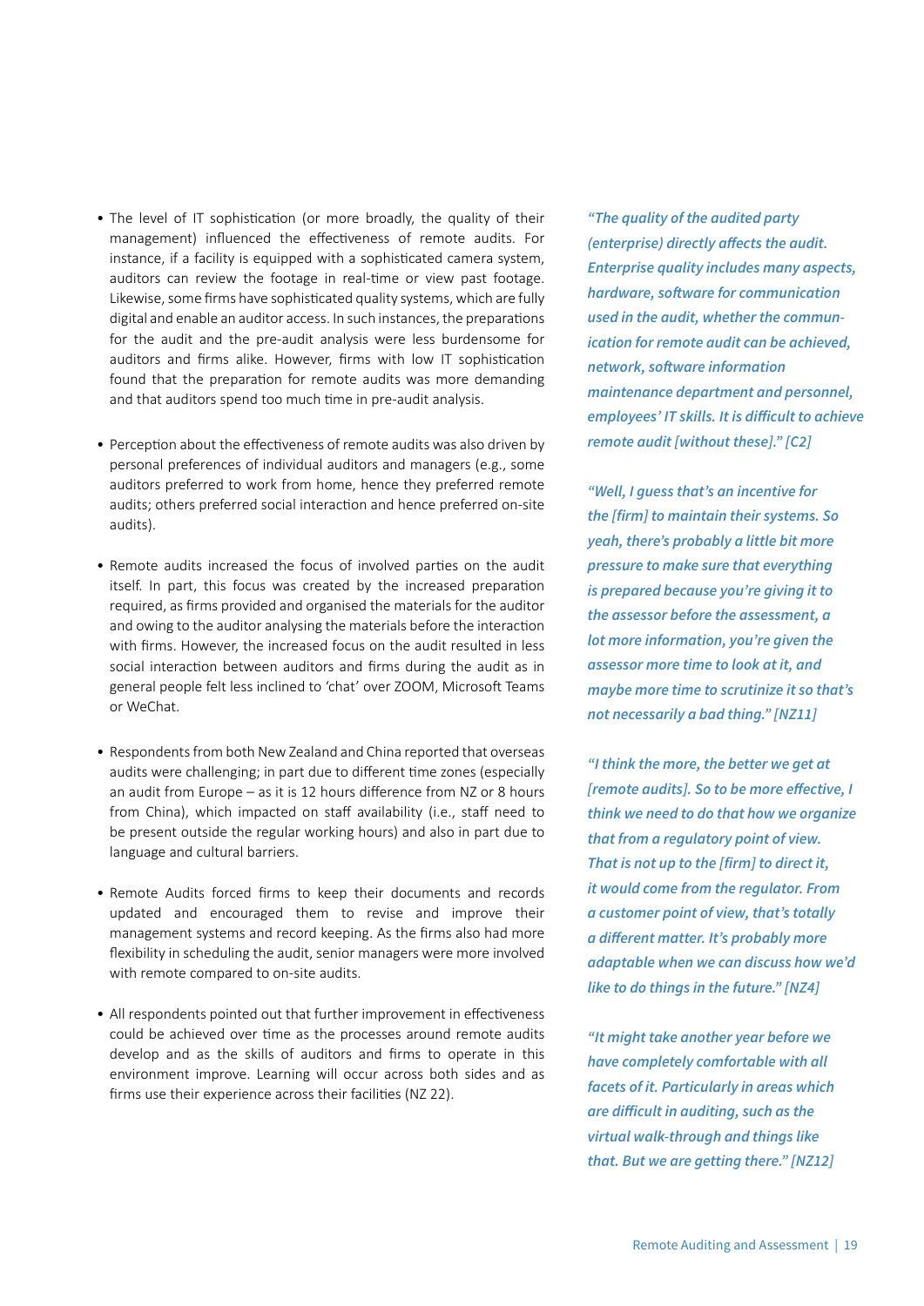- The level of IT sophistication (or more broadly, the quality of their management) influenced the effectiveness of remote audits. For instance, if a facility is equipped with a sophisticated camera system, auditors can review the footage in real-time or view past footage. Likewise, some firms have sophisticated quality systems, which are fully digital and enable an auditor access. In such instances, the preparations for the audit and the pre-audit analysis were less burdensome for auditors and firms alike. However, firms with low IT sophistication found that the preparation for remote audits was more demanding and that auditors spend too much time in pre-audit analysis.

- Perception about the effectiveness of remote audits was also driven by personal preferences of individual auditors and managers (e.g., some auditors preferred to work from home, hence they preferred remote audits; others preferred social interaction and hence preferred on-site audits).

- Remote audits increased the focus of involved parties on the audit itself. In part, this focus was created by the increased preparation required, as firms provided and organised the materials for the auditor and owing to the auditor analysing the materials before the interaction with firms. However, the increased focus on the audit resulted in less social interaction between auditors and firms during the audit as in general people felt less inclined to 'chat' over ZOOM, Microsoft Teams or WeChat.

- Respondents from both New Zealand and China reported that overseas audits were challenging; in part due to different time zones (especially an audit from Europe – as it is 12 hours difference from NZ or 8 hours from China), which impacted on staff availability (i.e., staff need to be present outside the regular working hours) and also in part due to language and cultural barriers.

- Remote Audits forced firms to keep their documents and records updated and encouraged them to revise and improve their management systems and record keeping. As the firms also had more flexibility in scheduling the audit, senior managers were more involved with remote compared to on-site audits.

- All respondents pointed out that further improvement in effectiveness could be achieved over time as the processes around remote audits develop and as the skills of auditors and firms to operate in this environment improve. Learning will occur across both sides and as firms use their experience across their facilities (NZ 22).

*"The quality of the audited party (enterprise) directly affects the audit. Enterprise quality includes many aspects, hardware, software for communication used in the audit, whether the communication for remote audit can be achieved, network, software information maintenance department and personnel, employees' IT skills. It is difficult to achieve remote audit [without these]." [C2]*

*"Well, I guess that's an incentive for the [firm] to maintain their systems. So yeah, there's probably a little bit more pressure to make sure that everything is prepared because you're giving it to the assessor before the assessment, a lot more information, you're given the assessor more time to look at it, and maybe more time to scrutinize it so that's not necessarily a bad thing." [NZ11]*

*"I think the more, the better we get at [remote audits]. So to be more effective, I think we need to do that how we organize that from a regulatory point of view. That is not up to the [firm] to direct it, it would come from the regulator. From a customer point of view, that's totally a different matter. It's probably more adaptable when we can discuss how we'd like to do things in the future." [NZ4]*

*"It might take another year before we have completely comfortable with all facets of it. Particularly in areas which are difficult in auditing, such as the virtual walk-through and things like that. But we are getting there." [NZ12]*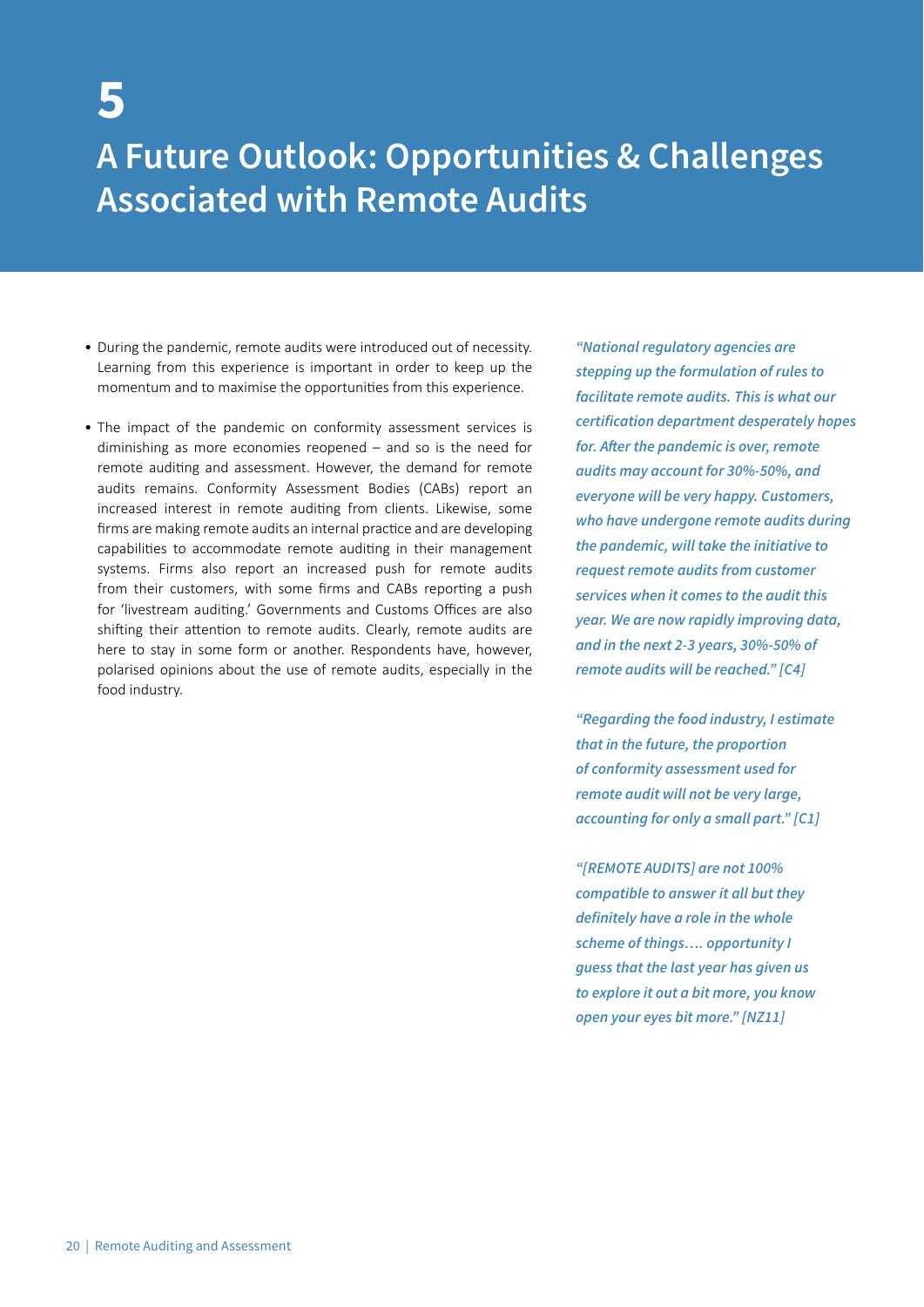# 5 A Future Outlook: Opportunities & Challenges Associated with Remote Audits

- During the pandemic, remote audits were introduced out of necessity. Learning from this experience is important in order to keep up the momentum and to maximise the opportunities from this experience.

- The impact of the pandemic on conformity assessment services is diminishing as more economies reopened – and so is the need for remote auditing and assessment. However, the demand for remote audits remains. Conformity Assessment Bodies (CABs) report an increased interest in remote auditing from clients. Likewise, some firms are making remote audits an internal practice and are developing capabilities to accommodate remote auditing in their management systems. Firms also report an increased push for remote audits from their customers, with some firms and CABs reporting a push for 'livestream auditing.' Governments and Customs Offices are also shifting their attention to remote audits. Clearly, remote audits are here to stay in some form or another. Respondents have, however, polarised opinions about the use of remote audits, especially in the food industry.

***"National regulatory agencies are stepping up the formulation of rules to facilitate remote audits. This is what our certification department desperately hopes for. After the pandemic is over, remote audits may account for 30%-50%, and everyone will be very happy. Customers, who have undergone remote audits during the pandemic, will take the initiative to request remote audits from customer services when it comes to the audit this year. We are now rapidly improving data, and in the next 2-3 years, 30%-50% of remote audits will be reached." [C4]***

***"Regarding the food industry, I estimate that in the future, the proportion of conformity assessment used for remote audit will not be very large, accounting for only a small part." [C1]***

***"[REMOTE AUDITS] are not 100% compatible to answer it all but they definitely have a role in the whole scheme of things…. opportunity I guess that the last year has given us to explore it out a bit more, you know open your eyes bit more." [NZ11]***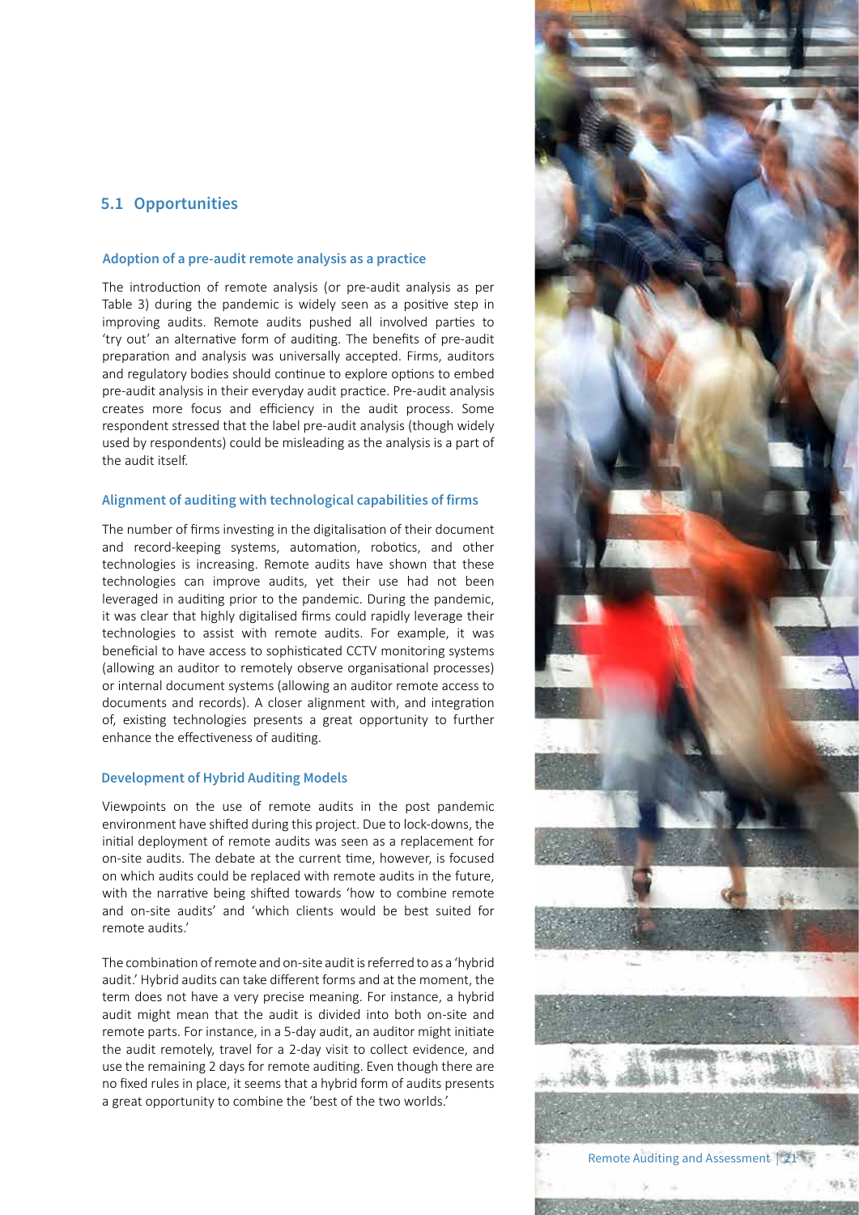## 5.1 Opportunities

### Adoption of a pre-audit remote analysis as a practice

The introduction of remote analysis (or pre-audit analysis as per Table 3) during the pandemic is widely seen as a positive step in improving audits. Remote audits pushed all involved parties to 'try out' an alternative form of auditing. The benefits of pre-audit preparation and analysis was universally accepted. Firms, auditors and regulatory bodies should continue to explore options to embed pre-audit analysis in their everyday audit practice. Pre-audit analysis creates more focus and efficiency in the audit process. Some respondent stressed that the label pre-audit analysis (though widely used by respondents) could be misleading as the analysis is a part of the audit itself.

### Alignment of auditing with technological capabilities of firms

The number of firms investing in the digitalisation of their document and record-keeping systems, automation, robotics, and other technologies is increasing. Remote audits have shown that these technologies can improve audits, yet their use had not been leveraged in auditing prior to the pandemic. During the pandemic, it was clear that highly digitalised firms could rapidly leverage their technologies to assist with remote audits. For example, it was beneficial to have access to sophisticated CCTV monitoring systems (allowing an auditor to remotely observe organisational processes) or internal document systems (allowing an auditor remote access to documents and records). A closer alignment with, and integration of, existing technologies presents a great opportunity to further enhance the effectiveness of auditing.

### Development of Hybrid Auditing Models

Viewpoints on the use of remote audits in the post pandemic environment have shifted during this project. Due to lock-downs, the initial deployment of remote audits was seen as a replacement for on-site audits. The debate at the current time, however, is focused on which audits could be replaced with remote audits in the future, with the narrative being shifted towards 'how to combine remote and on-site audits' and 'which clients would be best suited for remote audits.'

The combination of remote and on-site audit is referred to as a 'hybrid audit.' Hybrid audits can take different forms and at the moment, the term does not have a very precise meaning. For instance, a hybrid audit might mean that the audit is divided into both on-site and remote parts. For instance, in a 5-day audit, an auditor might initiate the audit remotely, travel for a 2-day visit to collect evidence, and use the remaining 2 days for remote auditing. Even though there are no fixed rules in place, it seems that a hybrid form of audits presents a great opportunity to combine the 'best of the two worlds.'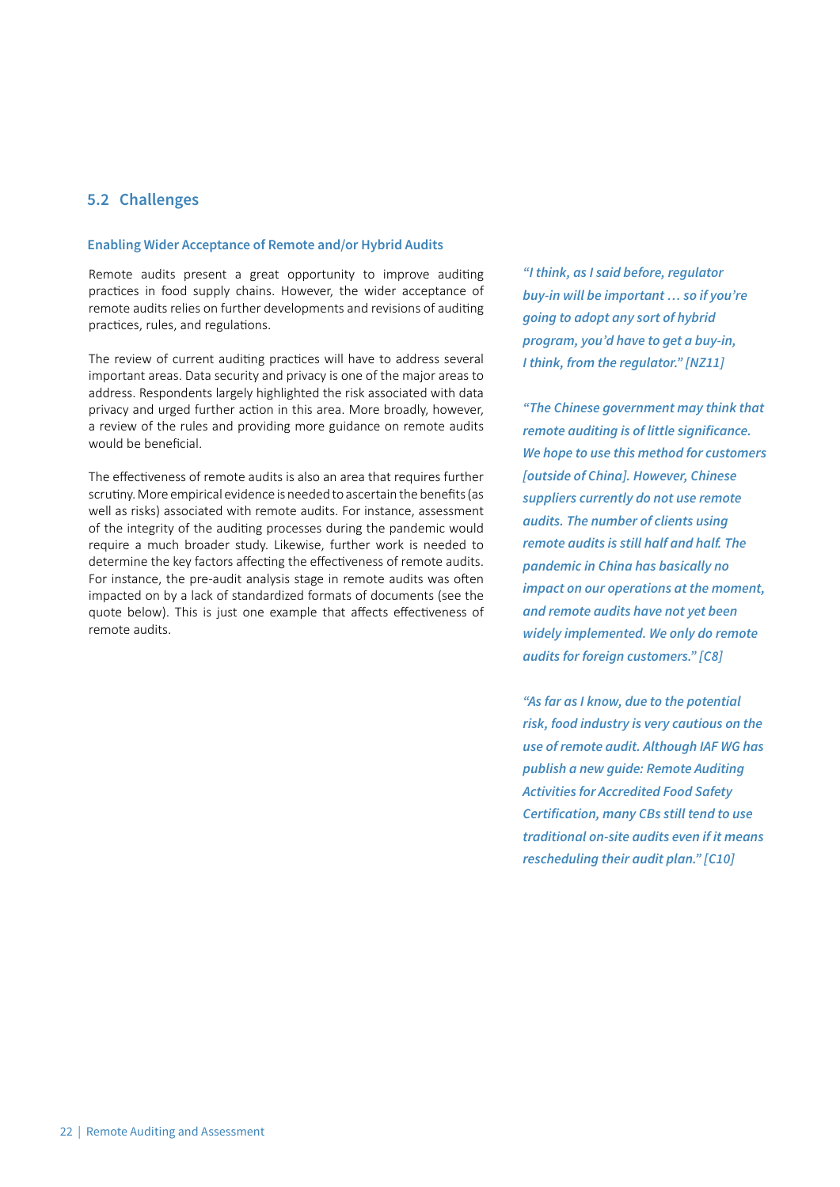## 5.2 Challenges

### Enabling Wider Acceptance of Remote and/or Hybrid Audits

Remote audits present a great opportunity to improve auditing practices in food supply chains. However, the wider acceptance of remote audits relies on further developments and revisions of auditing practices, rules, and regulations.

The review of current auditing practices will have to address several important areas. Data security and privacy is one of the major areas to address. Respondents largely highlighted the risk associated with data privacy and urged further action in this area. More broadly, however, a review of the rules and providing more guidance on remote audits would be beneficial.

The effectiveness of remote audits is also an area that requires further scrutiny. More empirical evidence is needed to ascertain the benefits (as well as risks) associated with remote audits. For instance, assessment of the integrity of the auditing processes during the pandemic would require a much broader study. Likewise, further work is needed to determine the key factors affecting the effectiveness of remote audits. For instance, the pre-audit analysis stage in remote audits was often impacted on by a lack of standardized formats of documents (see the quote below). This is just one example that affects effectiveness of remote audits.

***"I think, as I said before, regulator buy-in will be important … so if you're going to adopt any sort of hybrid program, you'd have to get a buy-in, I think, from the regulator." [NZ11]***

***"The Chinese government may think that remote auditing is of little significance. We hope to use this method for customers [outside of China]. However, Chinese suppliers currently do not use remote audits. The number of clients using remote audits is still half and half. The pandemic in China has basically no impact on our operations at the moment, and remote audits have not yet been widely implemented. We only do remote audits for foreign customers." [C8]***

***"As far as I know, due to the potential risk, food industry is very cautious on the use of remote audit. Although IAF WG has publish a new guide: Remote Auditing Activities for Accredited Food Safety Certification, many CBs still tend to use traditional on-site audits even if it means rescheduling their audit plan." [C10]***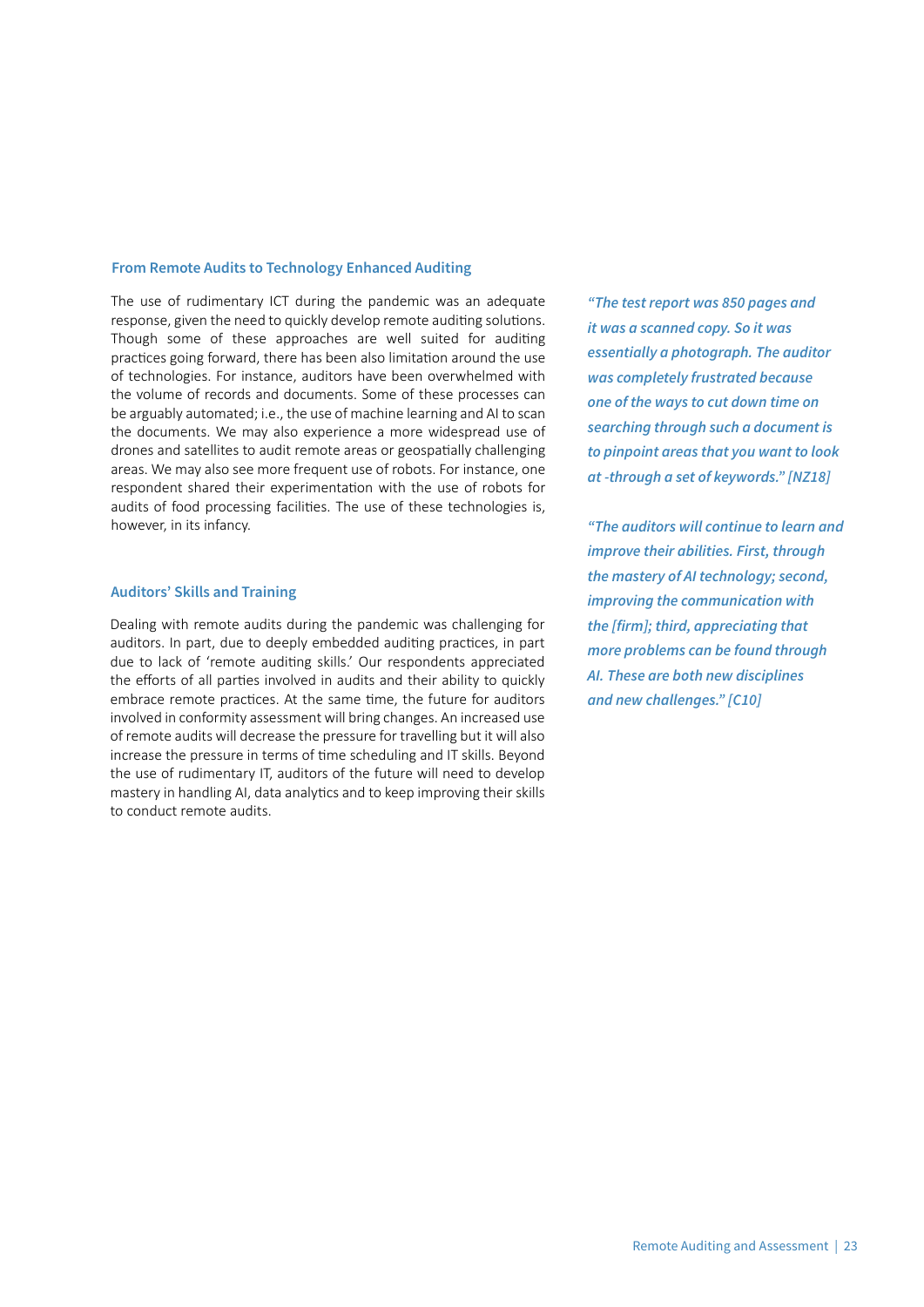### From Remote Audits to Technology Enhanced Auditing

The use of rudimentary ICT during the pandemic was an adequate response, given the need to quickly develop remote auditing solutions. Though some of these approaches are well suited for auditing practices going forward, there has been also limitation around the use of technologies. For instance, auditors have been overwhelmed with the volume of records and documents. Some of these processes can be arguably automated; i.e., the use of machine learning and AI to scan the documents. We may also experience a more widespread use of drones and satellites to audit remote areas or geospatially challenging areas. We may also see more frequent use of robots. For instance, one respondent shared their experimentation with the use of robots for audits of food processing facilities. The use of these technologies is, however, in its infancy.

***"The test report was 850 pages and it was a scanned copy. So it was essentially a photograph. The auditor was completely frustrated because one of the ways to cut down time on searching through such a document is to pinpoint areas that you want to look at -through a set of keywords." [NZ18]***

### Auditors' Skills and Training

Dealing with remote audits during the pandemic was challenging for auditors. In part, due to deeply embedded auditing practices, in part due to lack of 'remote auditing skills.' Our respondents appreciated the efforts of all parties involved in audits and their ability to quickly embrace remote practices. At the same time, the future for auditors involved in conformity assessment will bring changes. An increased use of remote audits will decrease the pressure for travelling but it will also increase the pressure in terms of time scheduling and IT skills. Beyond the use of rudimentary IT, auditors of the future will need to develop mastery in handling AI, data analytics and to keep improving their skills to conduct remote audits.

***"The auditors will continue to learn and improve their abilities. First, through the mastery of AI technology; second, improving the communication with the [firm]; third, appreciating that more problems can be found through AI. These are both new disciplines and new challenges." [C10]***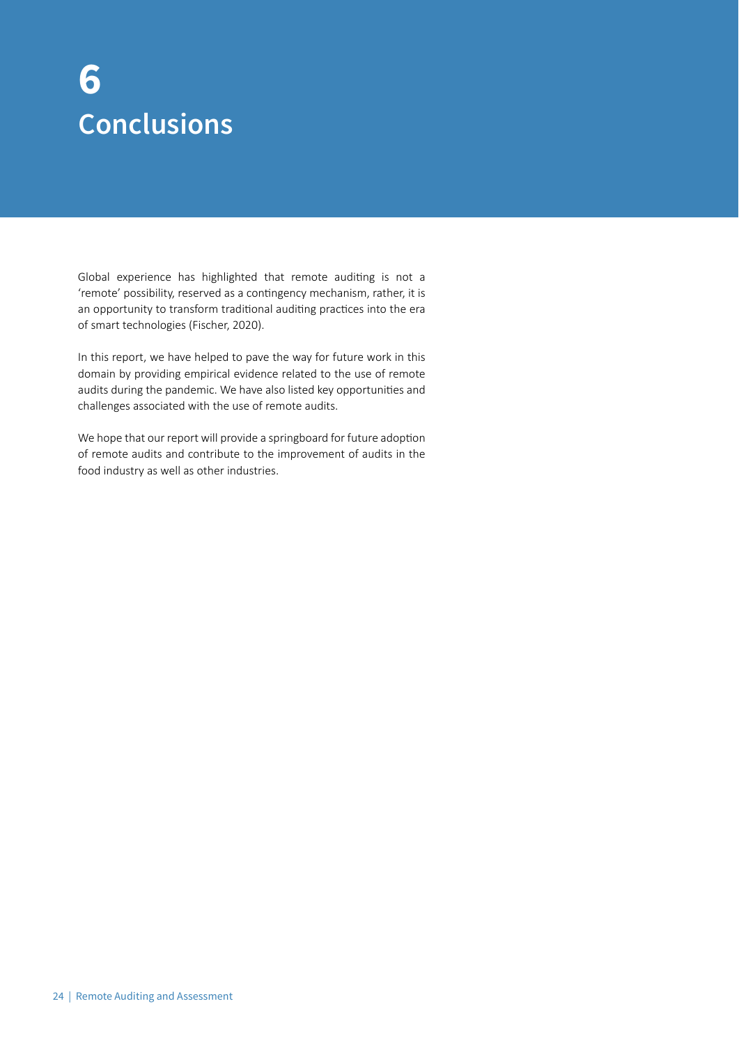# 6 Conclusions

Global experience has highlighted that remote auditing is not a 'remote' possibility, reserved as a contingency mechanism, rather, it is an opportunity to transform traditional auditing practices into the era of smart technologies (Fischer, 2020).

In this report, we have helped to pave the way for future work in this domain by providing empirical evidence related to the use of remote audits during the pandemic. We have also listed key opportunities and challenges associated with the use of remote audits.

We hope that our report will provide a springboard for future adoption of remote audits and contribute to the improvement of audits in the food industry as well as other industries.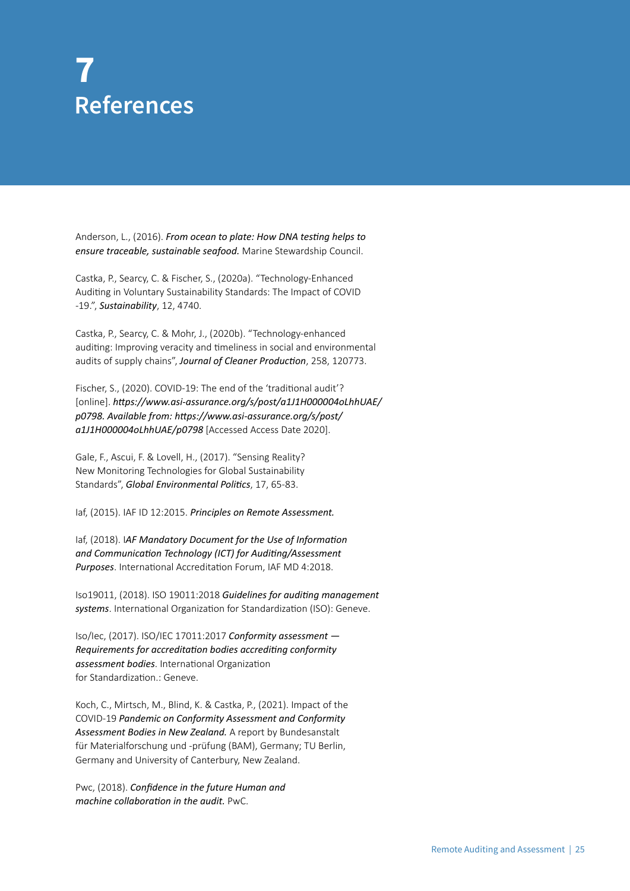# 7 References

Anderson, L., (2016). *From ocean to plate: How DNA testing helps to ensure traceable, sustainable seafood.* Marine Stewardship Council.

Castka, P., Searcy, C. & Fischer, S., (2020a). "Technology-Enhanced Auditing in Voluntary Sustainability Standards: The Impact of COVID -19.", ***Sustainability***, 12, 4740.

Castka, P., Searcy, C. & Mohr, J., (2020b). "Technology-enhanced auditing: Improving veracity and timeliness in social and environmental audits of supply chains", ***Journal of Cleaner Production***, 258, 120773.

Fischer, S., (2020). COVID-19: The end of the 'traditional audit'? [online]. *https://www.asi-assurance.org/s/post/a1J1H000004oLhhUAE/p0798. Available from: https://www.asi-assurance.org/s/post/a1J1H000004oLhhUAE/p0798* [Accessed Access Date 2020].

Gale, F., Ascui, F. & Lovell, H., (2017). "Sensing Reality? New Monitoring Technologies for Global Sustainability Standards", ***Global Environmental Politics***, 17, 65-83.

Iaf, (2015). IAF ID 12:2015. ***Principles on Remote Assessment.***

Iaf, (2018). I*AF Mandatory Document for the Use of Information and Communication Technology (ICT) for Auditing/Assessment Purposes*. International Accreditation Forum, IAF MD 4:2018.

Iso19011, (2018). ISO 19011:2018 ***Guidelines for auditing management systems***. International Organization for Standardization (ISO): Geneve.

Iso/Iec, (2017). ISO/IEC 17011:2017 ***Conformity assessment — Requirements for accreditation bodies accrediting conformity assessment bodies***. International Organization for Standardization.: Geneve.

Koch, C., Mirtsch, M., Blind, K. & Castka, P., (2021). Impact of the COVID-19 ***Pandemic on Conformity Assessment and Conformity Assessment Bodies in New Zealand.*** A report by Bundesanstalt für Materialforschung und -prüfung (BAM), Germany; TU Berlin, Germany and University of Canterbury, New Zealand.

Pwc, (2018). ***Confidence in the future Human and machine collaboration in the audit.*** PwC.